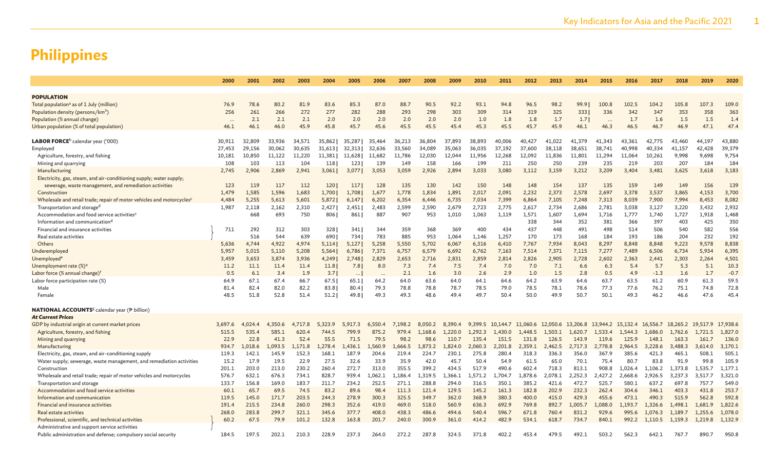# Philippines

| | 2000 | 2001 | 2002 | 2003 | 2004 | 2005 | 2006 | 2007 | 2008 | 2009 | 2010 | 2011 | 2012 | 2013 | 2014 | 2015 | 2016 | 2017 | 2018 | 2019 | 2020 |
|---|---|---|---|---|---|---|---|---|---|---|---|---|---|---|---|---|---|---|---|---|---|
| **POPULATION** | | | | | | | | | | | | | | | | | | | | | |
| Total population[a] as of 1 July (million) | 76.9 | 78.6 | 80.2 | 81.9 | 83.6 | 85.3 | 87.0 | 88.7 | 90.5 | 92.2 | 93.1 | 94.8 | 96.5 | 98.2 | 99.9 \| | 100.8 | 102.5 | 104.2 | 105.8 | 107.3 | 109.0 |
| Population density (persons/km²) | 256 | 261 | 266 | 272 | 277 | 282 | 288 | 293 | 298 | 303 | 309 | 314 | 319 | 325 | 333 \| | 336 | 342 | 347 | 353 | 358 | 363 |
| Population (% annual change) | ... | 2.1 | 2.1 | 2.1 | 2.0 | 2.0 | 2.0 | 2.0 | 2.0 | 2.0 | 1.0 | 1.8 | 1.8 | 1.7 | 1.7 \| | ... | 1.7 | 1.6 | 1.5 | 1.5 | 1.4 |
| Urban population (% of total population) | 46.1 | 46.1 | 46.0 | 45.9 | 45.8 | 45.7 | 45.6 | 45.5 | 45.5 | 45.4 | 45.3 | 45.5 | 45.7 | 45.9 | 46.1 | 46.3 | 46.5 | 46.7 | 46.9 | 47.1 | 47.4 |
| **LABOR FORCE**[b] calendar year ('000) | 30,911 | 32,809 | 33,936 | 34,571 | 35,862 \| | 35,287 \| | 35,464 | 36,213 | 36,804 | 37,893 | 38,893 | 40,006 | 40,427 | 41,022 | 41,379 | 41,343 | 43,361 | 42,775 | 43,460 | 44,197 | 43,880 |
| Employed | 27,453 | 29,156 | 30,062 | 30,635 | 31,613 \| | 32,313 \| | 32,636 | 33,560 | 34,089 | 35,063 | 36,035 | 37,192 | 37,600 | 38,118 | 38,651 | 38,741 | 40,998 | 40,334 | 41,157 | 42,428 | 39,379 |
| Agriculture, forestry, and fishing | 10,181 | 10,850 | 11,122 | 11,220 | 11,381 \| | 11,628 \| | 11,682 | 11,786 | 12,030 | 12,044 | 11,956 | 12,268 | 12,092 | 11,836 | 11,801 | 11,294 | 11,064 | 10,261 | 9,998 | 9,698 | 9,754 |
| Mining and quarrying | 108 | 103 | 113 | 104 | 118 \| | 123 \| | 139 | 149 | 158 | 166 | 199 | 211 | 250 | 250 | 239 | 235 | 219 | 203 | 207 | 184 | 184 |
| Manufacturing | 2,745 | 2,906 | 2,869 | 2,941 | 3,061 \| | 3,077 \| | 3,053 | 3,059 | 2,926 | 2,894 | 3,033 | 3,080 | 3,112 | 3,159 | 3,212 | 3,209 | 3,404 | 3,481 | 3,625 | 3,618 | 3,183 |
| Electricity, gas, steam, and air-conditioning supply; water supply; sewerage, waste management, and remediation activities | 123 | 119 | 117 | 112 | 120 \| | 117 \| | 128 | 135 | 130 | 142 | 150 | 148 | 148 | 154 | 137 | 135 | 159 | 149 | 149 | 156 | 139 |
| Construction | 1,479 | 1,585 | 1,596 | 1,683 | 1,700 \| | 1,708 \| | 1,677 | 1,778 | 1,834 | 1,891 | 2,017 | 2,091 | 2,232 | 2,373 | 2,578 | 2,697 | 3,378 | 3,537 | 3,865 | 4,153 | 3,700 |
| Wholesale and retail trade; repair of motor vehicles and motorcycles[c] | 4,484 | 5,255 | 5,613 | 5,601 | 5,872 \| | 6,147 \| | 6,202 | 6,354 | 6,446 | 6,735 | 7,034 | 7,399 | 6,864 | 7,105 | 7,248 | 7,313 | 8,039 | 7,900 | 7,994 | 8,453 | 8,082 |
| Transportation and storage[d] | 1,987 | 2,118 | 2,162 | 2,310 | 2,427 \| | 2,451 \| | 2,483 | 2,599 | 2,590 | 2,679 | 2,723 | 2,775 | 2,617 | 2,734 | 2,686 | 2,781 | 3,038 | 3,127 | 3,220 | 3,432 | 2,932 |
| Accommodation and food service activities[c] | | 668 | 693 | 750 | 806 \| | 861 \| | 887 | 907 | 953 | 1,010 | 1,063 | 1,119 | 1,571 | 1,607 | 1,694 | 1,716 | 1,777 | 1,740 | 1,727 | 1,918 | 1,468 |
| Information and communication[d] | | | | | | | | | | | | | 338 | 344 | 352 | 381 | 366 | 397 | 403 | 425 | 350 |
| Financial and insurance activities | 711 | 292 | 312 | 303 | 328 \| | 341 \| | 344 | 359 | 368 | 369 | 400 | 434 | 437 | 448 | 491 | 498 | 514 | 506 | 540 | 582 | 556 |
| Real estate activities | | 516 | 544 | 639 | 690 \| | 734 \| | 783 | 885 | 953 | 1,064 | 1,146 | 1,257 | 170 | 173 | 168 | 184 | 193 | 186 | 204 | 232 | 192 |
| Others | 5,636 | 4,744 | 4,922 | 4,974 | 5,114 \| | 5,127 \| | 5,258 | 5,550 | 5,702 | 6,067 | 6,316 | 6,410 | 7,767 | 7,934 | 8,043 | 8,297 | 8,848 | 8,848 | 9,223 | 9,578 | 8,838 |
| Underemployed | 5,957 | 5,015 | 5,110 | 5,208 | 5,564 \| | 6,786 \| | 7,371 | 6,757 | 6,579 | 6,692 | 6,762 | 7,163 | 7,514 | 7,371 | 7,115 | 7,277 | 7,489 | 6,506 | 6,734 | 5,934 | 6,395 |
| Unemployed[e] | 3,459 | 3,653 | 3,874 | 3,936 | 4,249 \| | 2,748 \| | 2,829 | 2,653 | 2,716 | 2,831 | 2,859 | 2,814 | 2,826 | 2,905 | 2,728 | 2,602 | 2,363 | 2,441 | 2,303 | 2,264 | 4,501 |
| Unemployment rate (%)[e] | 11.2 | 11.1 | 11.4 | 11.4 | 11.8 \| | 7.8 \| | 8.0 | 7.3 | 7.4 | 7.5 | 7.4 | 7.0 | 7.0 | 7.1 | 6.6 | 6.3 | 5.4 | 5.7 | 5.3 | 5.1 | 10.3 |
| Labor force (% annual change)[f] | 0.5 | 6.1 | 3.4 | 1.9 | 3.7 \| | ... \| | ... | 2.1 | 1.6 | 3.0 | 2.6 | 2.9 | 1.0 | 1.5 | 2.8 | 0.5 | 4.9 | -1.3 | 1.6 | 1.7 | -0.7 |
| Labor force participation rate (%) | 64.9 | 67.1 | 67.4 | 66.7 | 67.5 \| | 65.1 \| | 64.2 | 64.0 | 63.6 | 64.0 | 64.1 | 64.6 | 64.2 | 63.9 | 64.6 | 63.7 | 63.5 | 61.2 | 60.9 | 61.3 | 59.5 |
| Male | 81.4 | 82.4 | 82.0 | 82.2 | 83.8 \| | 80.4 \| | 79.3 | 78.8 | 78.8 | 78.7 | 78.5 | 79.0 | 78.5 | 78.1 | 78.6 | 77.3 | 77.6 | 76.2 | 75.1 | 74.8 | 72.8 |
| Female | 48.5 | 51.8 | 52.8 | 51.4 | 51.2 \| | 49.8 \| | 49.3 | 49.3 | 48.6 | 49.4 | 49.7 | 50.4 | 50.0 | 49.9 | 50.7 | 50.1 | 49.3 | 46.2 | 46.6 | 47.6 | 45.4 |
| **NATIONAL ACCOUNTS**[g] calendar year (₱ billion) | | | | | | | | | | | | | | | | | | | | | |
| ***At Current Prices*** | | | | | | | | | | | | | | | | | | | | | |
| GDP by industrial origin at current market prices | 3,697.6 | 4,024.4 | 4,350.6 | 4,717.8 | 5,323.9 | 5,917.3 | 6,550.4 | 7,198.2 | 8,050.2 | 8,390.4 | 9,399.5 | 10,144.7 | 11,060.6 | 12,050.6 | 13,206.8 | 13,944.2 | 15,132.4 | 16,556.7 | 18,265.2 | 19,517.9 | 17,938.6 |
| Agriculture, forestry, and fishing | 515.5 | 535.4 | 585.1 | 620.4 | 744.5 | 799.9 | 875.2 | 979.4 | 1,168.6 | 1,220.0 | 1,292.3 | 1,430.0 | 1,448.5 | 1,503.1 | 1,620.7 | 1,533.4 | 1,544.3 | 1,686.0 | 1,762.6 | 1,721.5 | 1,827.0 |
| Mining and quarrying | 22.9 | 22.8 | 41.3 | 52.4 | 55.5 | 71.5 | 79.5 | 98.2 | 98.6 | 110.7 | 135.4 | 151.5 | 131.8 | 126.5 | 143.9 | 119.6 | 125.9 | 148.1 | 163.3 | 161.7 | 136.0 |
| Manufacturing | 934.7 | 1,018.6 | 1,093.5 | 1,171.8 | 1,278.4 | 1,436.1 | 1,560.9 | 1,666.5 | 1,873.2 | 1,824.0 | 2,060.3 | 2,201.8 | 2,359.1 | 2,462.5 | 2,717.3 | 2,778.8 | 2,964.5 | 3,228.6 | 3,488.3 | 3,614.0 | 3,170.1 |
| Electricity, gas, steam, and air-conditioning supply | 119.3 | 142.1 | 145.9 | 152.3 | 168.1 | 187.9 | 204.6 | 219.4 | 224.7 | 230.1 | 275.8 | 280.4 | 318.3 | 336.3 | 356.0 | 367.9 | 385.6 | 421.3 | 465.1 | 508.1 | 505.1 |
| Water supply; sewerage, waste management, and remediation activities | 15.2 | 17.9 | 19.5 | 22.9 | 27.5 | 32.6 | 33.9 | 35.9 | 42.0 | 45.7 | 50.4 | 54.9 | 61.5 | 65.0 | 70.1 | 75.4 | 80.7 | 83.8 | 91.9 | 99.8 | 105.9 |
| Construction | 201.1 | 203.0 | 213.0 | 230.2 | 260.4 | 272.7 | 313.0 | 355.5 | 399.2 | 434.5 | 517.9 | 490.6 | 602.4 | 718.3 | 813.1 | 908.8 | 1,026.4 | 1,106.2 | 1,373.8 | 1,535.7 | 1,177.1 |
| Wholesale and retail trade; repair of motor vehicles and motorcycles | 576.7 | 632.1 | 676.3 | 734.1 | 828.7 | 939.4 | 1,062.1 | 1,186.4 | 1,319.5 | 1,366.1 | 1,571.2 | 1,704.7 | 1,878.6 | 2,078.1 | 2,252.3 | 2,427.2 | 2,668.6 | 2,926.5 | 3,237.3 | 3,517.7 | 3,321.0 |
| Transportation and storage | 133.7 | 156.8 | 169.0 | 183.7 | 211.7 | 234.2 | 252.5 | 271.1 | 288.8 | 294.0 | 316.5 | 350.1 | 385.2 | 421.6 | 472.7 | 525.7 | 580.1 | 637.2 | 697.8 | 757.7 | 549.0 |
| Accommodation and food service activities | 60.1 | 65.7 | 69.5 | 74.5 | 83.2 | 89.6 | 98.4 | 111.3 | 121.4 | 129.5 | 145.2 | 161.3 | 182.8 | 202.9 | 232.3 | 262.4 | 304.6 | 346.1 | 403.3 | 431.8 | 253.7 |
| Information and communication | 119.5 | 145.0 | 171.7 | 203.5 | 244.3 | 278.9 | 300.3 | 325.5 | 349.7 | 362.0 | 368.9 | 380.3 | 400.0 | 415.0 | 429.3 | 455.6 | 473.1 | 490.3 | 515.9 | 562.8 | 592.8 |
| Financial and insurance activities | 191.4 | 215.5 | 234.8 | 260.0 | 298.3 | 352.6 | 419.0 | 469.0 | 518.0 | 560.9 | 636.3 | 692.9 | 769.8 | 892.7 | 1,005.7 | 1,088.0 | 1,193.7 | 1,326.6 | 1,498.1 | 1,681.9 | 1,822.6 |
| Real estate activities | 268.0 | 283.8 | 299.7 | 321.1 | 345.6 | 377.7 | 408.0 | 438.3 | 486.6 | 494.6 | 540.4 | 596.7 | 671.8 | 760.4 | 831.2 | 929.6 | 995.6 | 1,076.3 | 1,189.7 | 1,255.6 | 1,078.0 |
| Professional, scientific, and technical activities; Administrative and support service activities | 60.2 | 67.5 | 79.9 | 101.2 | 132.8 | 163.8 | 201.7 | 240.0 | 300.9 | 361.0 | 414.2 | 482.9 | 534.1 | 618.7 | 734.7 | 840.1 | 992.2 | 1,110.5 | 1,159.3 | 1,219.8 | 1,132.9 |
| Public administration and defense; compulsory social security | 184.5 | 197.5 | 202.1 | 210.3 | 228.9 | 237.3 | 264.0 | 272.2 | 287.8 | 324.5 | 371.8 | 402.2 | 453.4 | 479.5 | 492.1 | 503.2 | 562.3 | 642.1 | 767.7 | 890.7 | 950.8 |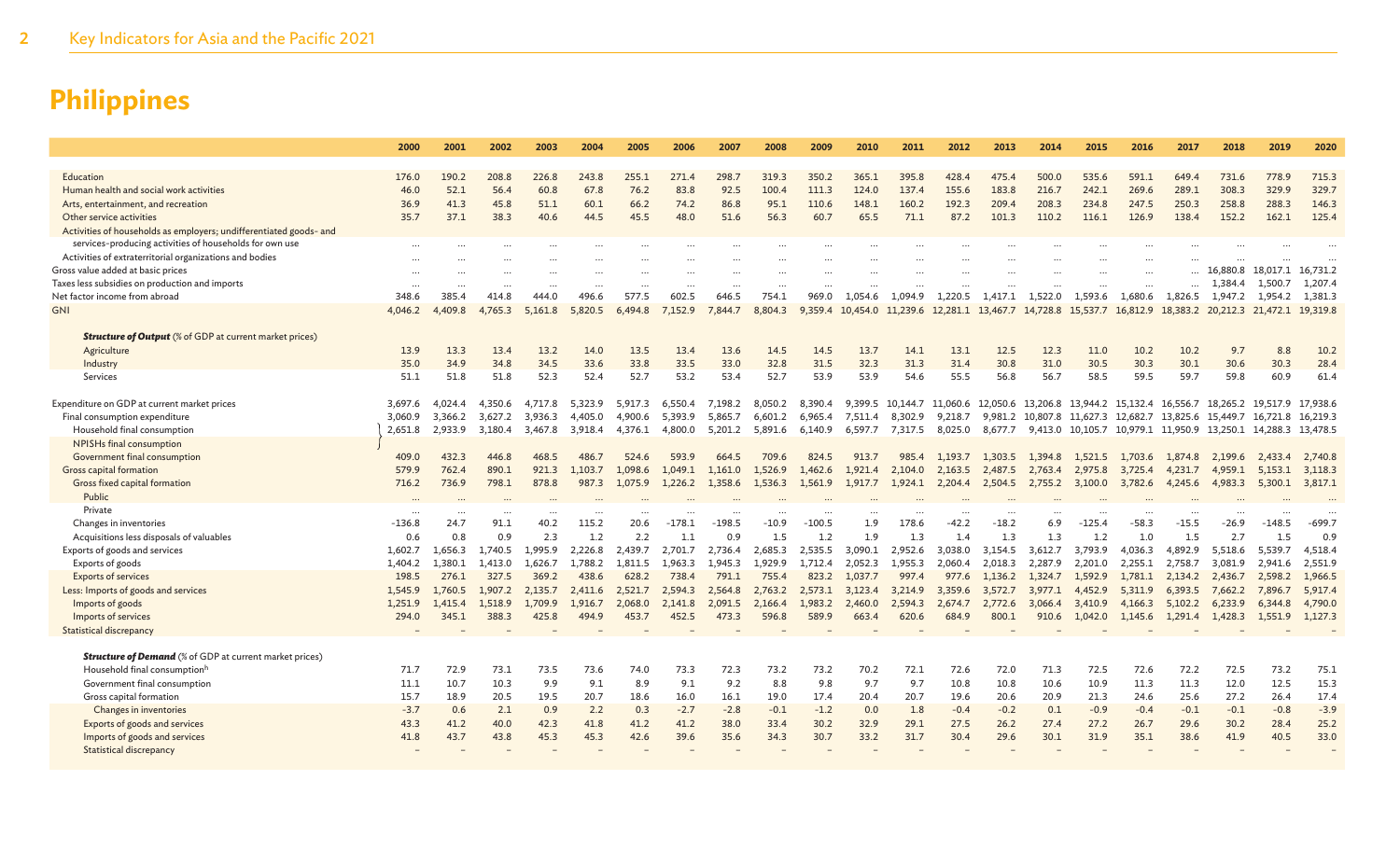# Philippines

| | 2000 | 2001 | 2002 | 2003 | 2004 | 2005 | 2006 | 2007 | 2008 | 2009 | 2010 | 2011 | 2012 | 2013 | 2014 | 2015 | 2016 | 2017 | 2018 | 2019 | 2020 |
|---|---|---|---|---|---|---|---|---|---|---|---|---|---|---|---|---|---|---|---|---|---|
| Education | 176.0 | 190.2 | 208.8 | 226.8 | 243.8 | 255.1 | 271.4 | 298.7 | 319.3 | 350.2 | 365.1 | 395.8 | 428.4 | 475.4 | 500.0 | 535.6 | 591.1 | 649.4 | 731.6 | 778.9 | 715.3 |
| Human health and social work activities | 46.0 | 52.1 | 56.4 | 60.8 | 67.8 | 76.2 | 83.8 | 92.5 | 100.4 | 111.3 | 124.0 | 137.4 | 155.6 | 183.8 | 216.7 | 242.1 | 269.6 | 289.1 | 308.3 | 329.9 | 329.7 |
| Arts, entertainment, and recreation | 36.9 | 41.3 | 45.8 | 51.1 | 60.1 | 66.2 | 74.2 | 86.8 | 95.1 | 110.6 | 148.1 | 160.2 | 192.3 | 209.4 | 208.3 | 234.8 | 247.5 | 250.3 | 258.8 | 288.3 | 146.3 |
| Other service activities | 35.7 | 37.1 | 38.3 | 40.6 | 44.5 | 45.5 | 48.0 | 51.6 | 56.3 | 60.7 | 65.5 | 71.1 | 87.2 | 101.3 | 110.2 | 116.1 | 126.9 | 138.4 | 152.2 | 162.1 | 125.4 |
| Activities of households as employers; undifferentiated goods- and services-producing activities of households for own use | … | … | … | … | … | … | … | … | … | … | … | … | … | … | … | … | … | … | … | … | … |
| Activities of extraterritorial organizations and bodies | … | … | … | … | … | … | … | … | … | … | … | … | … | … | … | … | … | … | … | … | … |
| Gross value added at basic prices | … | … | … | … | … | … | … | … | … | … | … | … | … | … | … | … | … | … | 16,880.8 | 18,017.1 | 16,731.2 |
| Taxes less subsidies on production and imports | … | … | … | … | … | … | … | … | … | … | … | … | … | … | … | … | … | … | 1,384.4 | 1,500.7 | 1,207.4 |
| Net factor income from abroad | 348.6 | 385.4 | 414.8 | 444.0 | 496.6 | 577.5 | 602.5 | 646.5 | 754.1 | 969.0 | 1,054.6 | 1,094.9 | 1,220.5 | 1,417.1 | 1,522.0 | 1,593.6 | 1,680.6 | 1,826.5 | 1,947.2 | 1,954.2 | 1,381.3 |
| GNI | 4,046.2 | 4,409.8 | 4,765.3 | 5,161.8 | 5,820.5 | 6,494.8 | 7,152.9 | 7,844.7 | 8,804.3 | 9,359.4 | 10,454.0 | 11,239.6 | 12,281.1 | 13,467.7 | 14,728.8 | 15,537.7 | 16,812.9 | 18,383.2 | 20,212.3 | 21,472.1 | 19,319.8 |
| ***Structure of Output*** (% of GDP at current market prices) | | | | | | | | | | | | | | | | | | | | | |
| Agriculture | 13.9 | 13.3 | 13.4 | 13.2 | 14.0 | 13.5 | 13.4 | 13.6 | 14.5 | 14.5 | 13.7 | 14.1 | 13.1 | 12.5 | 12.3 | 11.0 | 10.2 | 10.2 | 9.7 | 8.8 | 10.2 |
| Industry | 35.0 | 34.9 | 34.8 | 34.5 | 33.6 | 33.8 | 33.5 | 33.0 | 32.8 | 31.5 | 32.3 | 31.3 | 31.4 | 30.8 | 31.0 | 30.5 | 30.3 | 30.1 | 30.6 | 30.3 | 28.4 |
| Services | 51.1 | 51.8 | 51.8 | 52.3 | 52.4 | 52.7 | 53.2 | 53.4 | 52.7 | 53.9 | 53.9 | 54.6 | 55.5 | 56.8 | 56.7 | 58.5 | 59.5 | 59.7 | 59.8 | 60.9 | 61.4 |
| Expenditure on GDP at current market prices | 3,697.6 | 4,024.4 | 4,350.6 | 4,717.8 | 5,323.9 | 5,917.3 | 6,550.4 | 7,198.2 | 8,050.2 | 8,390.4 | 9,399.5 | 10,144.7 | 11,060.6 | 12,050.6 | 13,206.8 | 13,944.2 | 15,132.4 | 16,556.7 | 18,265.2 | 19,517.9 | 17,938.6 |
| Final consumption expenditure | 3,060.9 | 3,366.2 | 3,627.2 | 3,936.3 | 4,405.0 | 4,900.6 | 5,393.9 | 5,865.7 | 6,601.2 | 6,965.4 | 7,511.4 | 8,302.9 | 9,218.7 | 9,981.2 | 10,807.8 | 11,627.3 | 12,682.7 | 13,825.6 | 15,449.7 | 16,721.8 | 16,219.3 |
| Household final consumption / NPISHs final consumption | 2,651.8 | 2,933.9 | 3,180.4 | 3,467.8 | 3,918.4 | 4,376.1 | 4,800.0 | 5,201.2 | 5,891.6 | 6,140.9 | 6,597.7 | 7,317.5 | 8,025.0 | 8,677.7 | 9,413.0 | 10,105.7 | 10,979.1 | 11,950.9 | 13,250.1 | 14,288.3 | 13,478.5 |
| Government final consumption | 409.0 | 432.3 | 446.8 | 468.5 | 486.7 | 524.6 | 593.9 | 664.5 | 709.6 | 824.5 | 913.7 | 985.4 | 1,193.7 | 1,303.5 | 1,394.8 | 1,521.5 | 1,703.6 | 1,874.8 | 2,199.6 | 2,433.4 | 2,740.8 |
| Gross capital formation | 579.9 | 762.4 | 890.1 | 921.3 | 1,103.7 | 1,098.6 | 1,049.1 | 1,161.0 | 1,526.9 | 1,462.6 | 1,921.4 | 2,104.0 | 2,163.5 | 2,487.5 | 2,763.4 | 2,975.8 | 3,725.4 | 4,231.7 | 4,959.1 | 5,153.1 | 3,118.3 |
| Gross fixed capital formation | 716.2 | 736.9 | 798.1 | 878.8 | 987.3 | 1,075.9 | 1,226.2 | 1,358.6 | 1,536.3 | 1,561.9 | 1,917.7 | 1,924.1 | 2,204.4 | 2,504.5 | 2,755.2 | 3,100.0 | 3,782.6 | 4,245.6 | 4,983.3 | 5,300.1 | 3,817.1 |
| Public | … | … | … | … | … | … | … | … | … | … | … | … | … | … | … | … | … | … | … | … | … |
| Private | … | … | … | … | … | … | … | … | … | … | … | … | … | … | … | … | … | … | … | … | … |
| Changes in inventories | -136.8 | 24.7 | 91.1 | 40.2 | 115.2 | 20.6 | -178.1 | -198.5 | -10.9 | -100.5 | 1.9 | 178.6 | -42.2 | -18.2 | 6.9 | -125.4 | -58.3 | -15.5 | -26.9 | -148.5 | -699.7 |
| Acquisitions less disposals of valuables | 0.6 | 0.8 | 0.9 | 2.3 | 1.2 | 2.2 | 1.1 | 0.9 | 1.5 | 1.2 | 1.9 | 1.3 | 1.4 | 1.3 | 1.3 | 1.2 | 1.0 | 1.5 | 2.7 | 1.5 | 0.9 |
| Exports of goods and services | 1,602.7 | 1,656.3 | 1,740.5 | 1,995.9 | 2,226.8 | 2,439.7 | 2,701.7 | 2,736.4 | 2,685.3 | 2,535.5 | 3,090.1 | 2,952.6 | 3,038.0 | 3,154.5 | 3,612.7 | 3,793.9 | 4,036.3 | 4,892.9 | 5,518.6 | 5,539.7 | 4,518.4 |
| Exports of goods | 1,404.2 | 1,380.1 | 1,413.0 | 1,626.7 | 1,788.2 | 1,811.5 | 1,963.3 | 1,945.3 | 1,929.9 | 1,712.4 | 2,052.3 | 1,955.3 | 2,060.4 | 2,018.3 | 2,287.9 | 2,201.0 | 2,255.1 | 2,758.7 | 3,081.9 | 2,941.6 | 2,551.9 |
| Exports of services | 198.5 | 276.1 | 327.5 | 369.2 | 438.6 | 628.2 | 738.4 | 791.1 | 755.4 | 823.2 | 1,037.7 | 997.4 | 977.6 | 1,136.2 | 1,324.7 | 1,592.9 | 1,781.2 | 2,134.2 | 2,436.7 | 2,598.2 | 1,966.5 |
| Less: Imports of goods and services | 1,545.9 | 1,760.5 | 1,907.2 | 2,135.7 | 2,411.6 | 2,521.7 | 2,594.3 | 2,564.8 | 2,763.2 | 2,573.1 | 3,123.4 | 3,214.9 | 3,359.6 | 3,572.7 | 3,977.1 | 4,452.9 | 5,311.9 | 6,393.5 | 7,662.2 | 7,896.7 | 5,917.4 |
| Imports of goods | 1,251.9 | 1,415.4 | 1,518.9 | 1,709.9 | 1,916.7 | 2,068.0 | 2,141.8 | 2,091.5 | 2,166.4 | 1,983.2 | 2,460.0 | 2,594.3 | 2,674.7 | 2,772.6 | 3,066.4 | 3,410.9 | 4,166.3 | 5,102.2 | 6,233.9 | 6,344.8 | 4,790.0 |
| Imports of services | 294.0 | 345.1 | 388.3 | 425.8 | 494.9 | 453.7 | 452.5 | 473.3 | 596.8 | 589.9 | 663.4 | 620.6 | 684.9 | 800.1 | 910.6 | 1,042.0 | 1,145.6 | 1,291.4 | 1,428.3 | 1,551.9 | 1,127.3 |
| Statistical discrepancy | – | – | – | – | – | – | – | – | – | – | – | – | – | – | – | – | – | – | – | – | – |
| ***Structure of Demand*** (% of GDP at current market prices) | | | | | | | | | | | | | | | | | | | | | |
| Household final consumption[h] | 71.7 | 72.9 | 73.1 | 73.5 | 73.6 | 74.0 | 73.3 | 72.3 | 73.2 | 73.2 | 70.2 | 72.1 | 72.6 | 72.0 | 71.3 | 72.5 | 72.6 | 72.2 | 72.5 | 73.2 | 75.1 |
| Government final consumption | 11.1 | 10.7 | 10.3 | 9.9 | 9.1 | 8.9 | 9.1 | 9.2 | 8.8 | 9.8 | 9.7 | 9.7 | 10.8 | 10.8 | 10.6 | 10.9 | 11.3 | 11.3 | 12.0 | 12.5 | 15.3 |
| Gross capital formation | 15.7 | 18.9 | 20.5 | 19.5 | 20.7 | 18.6 | 16.0 | 16.1 | 19.0 | 17.4 | 20.4 | 20.7 | 19.6 | 20.6 | 20.9 | 21.3 | 24.6 | 25.6 | 27.2 | 26.4 | 17.4 |
| Changes in inventories | -3.7 | 0.6 | 2.1 | 0.9 | 2.2 | 0.3 | -2.7 | -2.8 | -0.1 | -1.2 | 0.0 | 1.8 | -0.4 | -0.2 | 0.1 | -0.9 | -0.4 | -0.1 | -0.1 | -0.8 | -3.9 |
| Exports of goods and services | 43.3 | 41.2 | 40.0 | 42.3 | 41.8 | 41.2 | 41.2 | 38.0 | 33.4 | 30.2 | 32.9 | 29.1 | 27.5 | 26.2 | 27.4 | 27.2 | 26.7 | 29.6 | 30.2 | 28.4 | 25.2 |
| Imports of goods and services | 41.8 | 43.7 | 43.8 | 45.3 | 45.3 | 42.6 | 39.6 | 35.6 | 34.3 | 30.7 | 33.2 | 31.7 | 30.4 | 29.6 | 30.1 | 31.9 | 35.1 | 38.6 | 41.9 | 40.5 | 33.0 |
| Statistical discrepancy | – | – | – | – | – | – | – | – | – | – | – | – | – | – | – | – | – | – | – | – | – |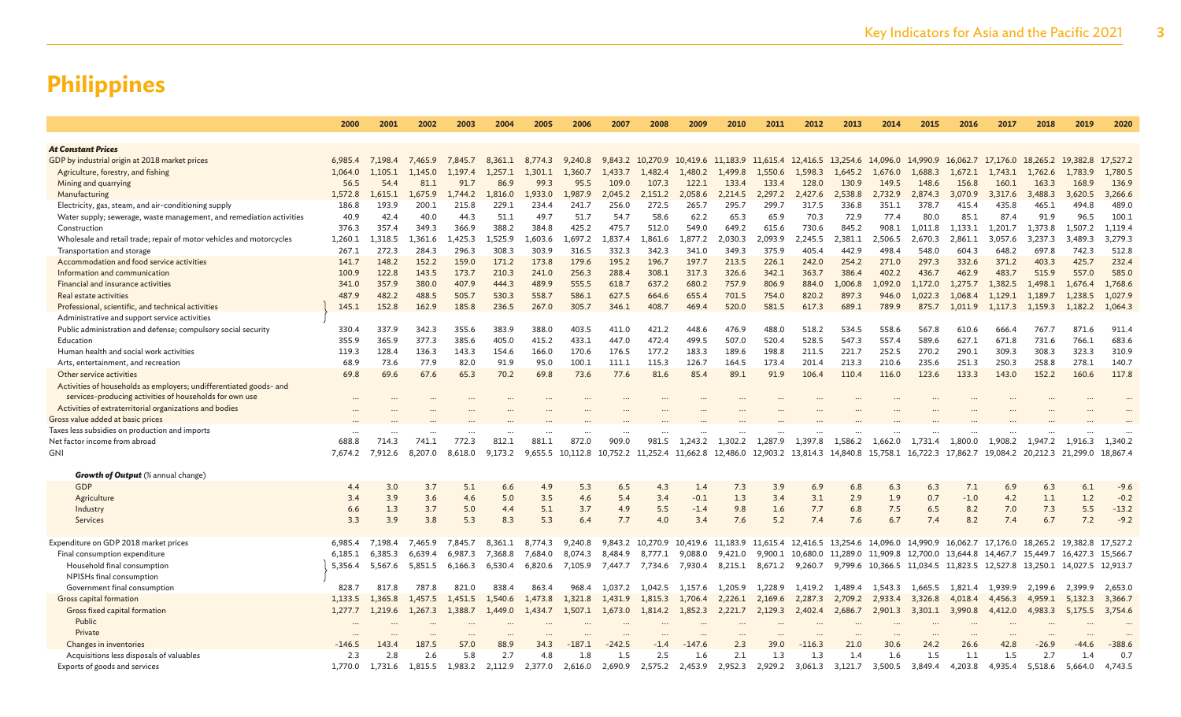# Philippines

| | 2000 | 2001 | 2002 | 2003 | 2004 | 2005 | 2006 | 2007 | 2008 | 2009 | 2010 | 2011 | 2012 | 2013 | 2014 | 2015 | 2016 | 2017 | 2018 | 2019 | 2020 |
|---|---|---|---|---|---|---|---|---|---|---|---|---|---|---|---|---|---|---|---|---|---|
| ***At Constant Prices*** | | | | | | | | | | | | | | | | | | | | | |
| GDP by industrial origin at 2018 market prices | 6,985.4 | 7,198.4 | 7,465.9 | 7,845.7 | 8,361.1 | 8,774.3 | 9,240.8 | 9,843.2 | 10,270.9 | 10,419.6 | 11,183.9 | 11,615.4 | 12,416.5 | 13,254.6 | 14,096.0 | 14,990.9 | 16,062.7 | 17,176.0 | 18,265.2 | 19,382.8 | 17,527.2 |
| Agriculture, forestry, and fishing | 1,064.0 | 1,105.1 | 1,145.0 | 1,197.4 | 1,257.1 | 1,301.1 | 1,360.7 | 1,433.7 | 1,482.4 | 1,480.2 | 1,499.8 | 1,550.6 | 1,598.3 | 1,645.2 | 1,676.0 | 1,688.3 | 1,672.1 | 1,743.1 | 1,762.6 | 1,783.9 | 1,780.5 |
| Mining and quarrying | 56.5 | 54.4 | 81.1 | 91.7 | 86.9 | 99.3 | 95.5 | 109.0 | 107.3 | 122.1 | 133.4 | 133.4 | 128.0 | 130.9 | 149.5 | 148.6 | 156.8 | 160.1 | 163.3 | 168.9 | 136.9 |
| Manufacturing | 1,572.8 | 1,615.1 | 1,675.9 | 1,744.2 | 1,816.0 | 1,933.0 | 1,987.9 | 2,045.2 | 2,151.2 | 2,058.6 | 2,214.5 | 2,297.2 | 2,427.6 | 2,538.8 | 2,732.9 | 2,874.3 | 3,070.9 | 3,317.6 | 3,488.3 | 3,620.5 | 3,266.6 |
| Electricity, gas, steam, and air-conditioning supply | 186.8 | 193.9 | 200.1 | 215.8 | 229.1 | 234.4 | 241.7 | 256.0 | 272.5 | 265.7 | 295.7 | 299.7 | 317.5 | 336.8 | 351.1 | 378.7 | 415.4 | 435.8 | 465.1 | 494.8 | 489.0 |
| Water supply; sewerage, waste management, and remediation activities | 40.9 | 42.4 | 40.0 | 44.3 | 51.1 | 49.7 | 51.7 | 54.7 | 58.6 | 62.2 | 65.3 | 65.9 | 70.3 | 72.9 | 77.4 | 80.0 | 85.1 | 87.4 | 91.9 | 96.5 | 100.1 |
| Construction | 376.3 | 357.4 | 349.3 | 366.9 | 388.2 | 384.8 | 425.2 | 475.7 | 512.0 | 549.0 | 649.2 | 615.6 | 730.6 | 845.2 | 908.1 | 1,011.8 | 1,133.1 | 1,201.7 | 1,373.8 | 1,507.2 | 1,119.4 |
| Wholesale and retail trade; repair of motor vehicles and motorcycles | 1,260.1 | 1,318.5 | 1,361.6 | 1,425.3 | 1,525.9 | 1,603.6 | 1,697.2 | 1,837.4 | 1,861.6 | 1,877.2 | 2,030.3 | 2,093.9 | 2,245.5 | 2,381.1 | 2,506.5 | 2,670.3 | 2,861.1 | 3,057.6 | 3,237.3 | 3,489.3 | 3,279.3 |
| Transportation and storage | 267.1 | 272.3 | 284.3 | 296.3 | 308.3 | 303.9 | 316.5 | 332.3 | 342.3 | 341.0 | 349.3 | 375.9 | 405.4 | 442.9 | 498.4 | 548.0 | 604.3 | 648.2 | 697.8 | 742.3 | 512.8 |
| Accommodation and food service activities | 141.7 | 148.2 | 152.2 | 159.0 | 171.2 | 173.8 | 179.6 | 195.2 | 196.7 | 197.7 | 213.5 | 226.1 | 242.0 | 254.2 | 271.0 | 297.3 | 332.6 | 371.2 | 403.3 | 425.7 | 232.4 |
| Information and communication | 100.9 | 122.8 | 143.5 | 173.7 | 210.3 | 241.0 | 256.3 | 288.4 | 308.1 | 317.3 | 326.6 | 342.1 | 363.7 | 386.4 | 402.2 | 436.7 | 462.9 | 483.7 | 515.9 | 557.0 | 585.0 |
| Financial and insurance activities | 341.0 | 357.9 | 380.0 | 407.9 | 444.3 | 489.9 | 555.5 | 618.7 | 637.2 | 680.2 | 757.9 | 806.9 | 884.0 | 1,006.8 | 1,092.0 | 1,172.0 | 1,275.7 | 1,382.5 | 1,498.1 | 1,676.4 | 1,768.6 |
| Real estate activities | 487.9 | 482.2 | 488.5 | 505.7 | 530.3 | 558.7 | 586.1 | 627.5 | 664.6 | 655.4 | 701.5 | 754.0 | 820.2 | 897.3 | 946.0 | 1,022.3 | 1,068.4 | 1,129.1 | 1,189.7 | 1,238.5 | 1,027.9 |
| Professional, scientific, and technical activities; Administrative and support service activities | 145.1 | 152.8 | 162.9 | 185.8 | 236.5 | 267.0 | 305.7 | 346.1 | 408.7 | 469.4 | 520.0 | 581.5 | 617.3 | 689.1 | 789.9 | 875.7 | 1,011.9 | 1,117.3 | 1,159.3 | 1,182.2 | 1,064.3 |
| Public administration and defense; compulsory social security | 330.4 | 337.9 | 342.3 | 355.6 | 383.9 | 388.0 | 403.5 | 411.0 | 421.2 | 448.6 | 476.9 | 488.0 | 518.2 | 534.5 | 558.6 | 567.8 | 610.6 | 666.4 | 767.7 | 871.6 | 911.4 |
| Education | 355.9 | 365.9 | 377.3 | 385.6 | 405.0 | 415.2 | 433.1 | 447.0 | 472.4 | 499.5 | 507.0 | 520.4 | 528.5 | 547.3 | 557.4 | 589.6 | 627.1 | 671.8 | 731.6 | 766.1 | 683.6 |
| Human health and social work activities | 119.3 | 128.4 | 136.3 | 143.3 | 154.6 | 166.0 | 170.6 | 176.5 | 177.2 | 183.3 | 189.6 | 198.8 | 211.5 | 221.7 | 252.5 | 270.2 | 290.1 | 309.3 | 308.3 | 323.3 | 310.9 |
| Arts, entertainment, and recreation | 68.9 | 73.6 | 77.9 | 82.0 | 91.9 | 95.0 | 100.1 | 111.1 | 115.3 | 126.7 | 164.5 | 173.4 | 201.4 | 213.3 | 210.6 | 235.6 | 251.3 | 250.3 | 258.8 | 278.1 | 140.7 |
| Other service activities | 69.8 | 69.6 | 67.6 | 65.3 | 70.2 | 69.8 | 73.6 | 77.6 | 81.6 | 85.4 | 89.1 | 91.9 | 106.4 | 110.4 | 116.0 | 123.6 | 133.3 | 143.0 | 152.2 | 160.6 | 117.8 |
| Activities of households as employers; undifferentiated goods- and services-producing activities of households for own use | ... | ... | ... | ... | ... | ... | ... | ... | ... | ... | ... | ... | ... | ... | ... | ... | ... | ... | ... | ... | ... |
| Activities of extraterritorial organizations and bodies | ... | ... | ... | ... | ... | ... | ... | ... | ... | ... | ... | ... | ... | ... | ... | ... | ... | ... | ... | ... | ... |
| Gross value added at basic prices | ... | ... | ... | ... | ... | ... | ... | ... | ... | ... | ... | ... | ... | ... | ... | ... | ... | ... | ... | ... | ... |
| Taxes less subsidies on production and imports | ... | ... | ... | ... | ... | ... | ... | ... | ... | ... | ... | ... | ... | ... | ... | ... | ... | ... | ... | ... | ... |
| Net factor income from abroad | 688.8 | 714.3 | 741.1 | 772.3 | 812.1 | 881.1 | 872.0 | 909.0 | 981.5 | 1,243.2 | 1,302.2 | 1,287.9 | 1,397.8 | 1,586.2 | 1,662.0 | 1,731.4 | 1,800.0 | 1,908.2 | 1,947.2 | 1,916.3 | 1,340.2 |
| GNI | 7,674.2 | 7,912.6 | 8,207.0 | 8,618.0 | 9,173.2 | 9,655.5 | 10,112.8 | 10,752.2 | 11,252.4 | 11,662.8 | 12,486.0 | 12,903.2 | 13,814.3 | 14,840.8 | 15,758.1 | 16,722.3 | 17,862.7 | 19,084.2 | 20,212.3 | 21,299.0 | 18,867.4 |
| ***Growth of Output*** *(% annual change)* | | | | | | | | | | | | | | | | | | | | | |
| GDP | 4.4 | 3.0 | 3.7 | 5.1 | 6.6 | 4.9 | 5.3 | 6.5 | 4.3 | 1.4 | 7.3 | 3.9 | 6.9 | 6.8 | 6.3 | 6.3 | 7.1 | 6.9 | 6.3 | 6.1 | -9.6 |
| Agriculture | 3.4 | 3.9 | 3.6 | 4.6 | 5.0 | 3.5 | 4.6 | 5.4 | 3.4 | -0.1 | 1.3 | 3.4 | 3.1 | 2.9 | 1.9 | 0.7 | -1.0 | 4.2 | 1.1 | 1.2 | -0.2 |
| Industry | 6.6 | 1.3 | 3.7 | 5.0 | 4.4 | 5.1 | 3.7 | 4.9 | 5.5 | -1.4 | 9.8 | 1.6 | 7.7 | 6.8 | 7.5 | 6.5 | 8.2 | 7.0 | 7.3 | 5.5 | -13.2 |
| Services | 3.3 | 3.9 | 3.8 | 5.3 | 8.3 | 5.3 | 6.4 | 7.7 | 4.0 | 3.4 | 7.6 | 5.2 | 7.4 | 7.6 | 6.7 | 7.4 | 8.2 | 7.4 | 6.7 | 7.2 | -9.2 |
| Expenditure on GDP 2018 market prices | 6,985.4 | 7,198.4 | 7,465.9 | 7,845.7 | 8,361.1 | 8,774.3 | 9,240.8 | 9,843.2 | 10,270.9 | 10,419.6 | 11,183.9 | 11,615.4 | 12,416.5 | 13,254.6 | 14,096.0 | 14,990.9 | 16,062.7 | 17,176.0 | 18,265.2 | 19,382.8 | 17,527.2 |
| Final consumption expenditure | 6,185.1 | 6,385.3 | 6,639.4 | 6,987.3 | 7,368.8 | 7,684.0 | 8,074.3 | 8,484.9 | 8,777.1 | 9,088.0 | 9,421.0 | 9,900.1 | 10,680.0 | 11,289.0 | 11,909.8 | 12,700.0 | 13,644.8 | 14,467.7 | 15,449.7 | 16,427.3 | 15,566.7 |
| Household final consumption; NPISHs final consumption | 5,356.4 | 5,567.6 | 5,851.5 | 6,166.3 | 6,530.4 | 6,820.6 | 7,105.9 | 7,447.7 | 7,734.6 | 7,930.4 | 8,215.1 | 8,671.2 | 9,260.7 | 9,799.6 | 10,366.5 | 11,034.5 | 11,823.5 | 12,527.8 | 13,250.1 | 14,027.5 | 12,913.7 |
| Government final consumption | 828.7 | 817.8 | 787.8 | 821.0 | 838.4 | 863.4 | 968.4 | 1,037.2 | 1,042.5 | 1,157.6 | 1,205.9 | 1,228.9 | 1,419.2 | 1,489.4 | 1,543.3 | 1,665.5 | 1,821.4 | 1,939.9 | 2,199.6 | 2,399.9 | 2,653.0 |
| Gross capital formation | 1,133.5 | 1,365.8 | 1,457.5 | 1,451.5 | 1,540.6 | 1,473.8 | 1,321.8 | 1,431.9 | 1,815.3 | 1,706.4 | 2,226.1 | 2,169.6 | 2,287.3 | 2,709.2 | 2,933.4 | 3,326.8 | 4,018.4 | 4,456.3 | 4,959.1 | 5,132.3 | 3,366.7 |
| Gross fixed capital formation | 1,277.7 | 1,219.6 | 1,267.3 | 1,388.7 | 1,449.0 | 1,434.7 | 1,507.1 | 1,673.0 | 1,814.2 | 1,852.3 | 2,221.7 | 2,129.3 | 2,402.4 | 2,686.7 | 2,901.3 | 3,301.1 | 3,990.8 | 4,412.0 | 4,983.3 | 5,175.5 | 3,754.6 |
| Public | ... | ... | ... | ... | ... | ... | ... | ... | ... | ... | ... | ... | ... | ... | ... | ... | ... | ... | ... | ... | ... |
| Private | ... | ... | ... | ... | ... | ... | ... | ... | ... | ... | ... | ... | ... | ... | ... | ... | ... | ... | ... | ... | ... |
| Changes in inventories | -146.5 | 143.4 | 187.5 | 57.0 | 88.9 | 34.3 | -187.1 | -242.5 | -1.4 | -147.6 | 2.3 | 39.0 | -116.3 | 21.0 | 30.6 | 24.2 | 26.6 | 42.8 | -26.9 | -44.6 | -388.6 |
| Acquisitions less disposals of valuables | 2.3 | 2.8 | 2.6 | 5.8 | 2.7 | 4.8 | 1.8 | 1.5 | 2.5 | 1.6 | 2.1 | 1.3 | 1.3 | 1.4 | 1.6 | 1.5 | 1.1 | 1.5 | 2.7 | 1.4 | 0.7 |
| Exports of goods and services | 1,770.0 | 1,731.6 | 1,815.5 | 1,983.2 | 2,112.9 | 2,377.0 | 2,616.0 | 2,690.9 | 2,575.2 | 2,453.9 | 2,952.3 | 2,929.2 | 3,061.3 | 3,121.7 | 3,500.5 | 3,849.4 | 4,203.8 | 4,935.4 | 5,518.6 | 5,664.0 | 4,743.5 |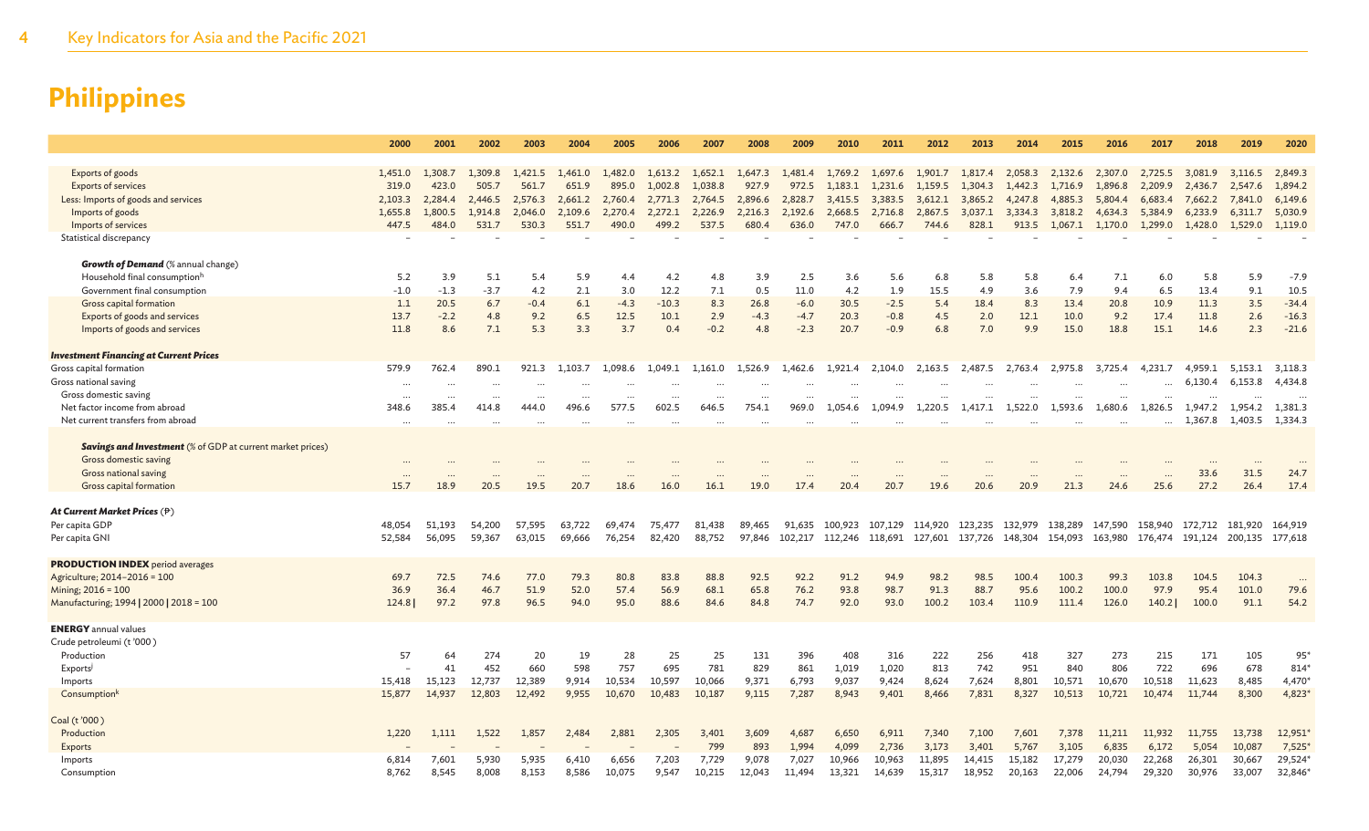# Philippines

| | 2000 | 2001 | 2002 | 2003 | 2004 | 2005 | 2006 | 2007 | 2008 | 2009 | 2010 | 2011 | 2012 | 2013 | 2014 | 2015 | 2016 | 2017 | 2018 | 2019 | 2020 |
|---|---|---|---|---|---|---|---|---|---|---|---|---|---|---|---|---|---|---|---|---|---|
| Exports of goods | 1,451.0 | 1,308.7 | 1,309.8 | 1,421.5 | 1,461.0 | 1,482.0 | 1,613.2 | 1,652.1 | 1,647.3 | 1,481.4 | 1,769.2 | 1,697.6 | 1,901.7 | 1,817.4 | 2,058.3 | 2,132.6 | 2,307.0 | 2,725.5 | 3,081.9 | 3,116.5 | 2,849.3 |
| Exports of services | 319.0 | 423.0 | 505.7 | 561.7 | 651.9 | 895.0 | 1,002.8 | 1,038.8 | 927.9 | 972.5 | 1,183.1 | 1,231.6 | 1,159.5 | 1,304.3 | 1,442.3 | 1,716.9 | 1,896.8 | 2,209.9 | 2,436.7 | 2,547.6 | 1,894.2 |
| Less: Imports of goods and services | 2,103.3 | 2,284.4 | 2,446.5 | 2,576.3 | 2,661.2 | 2,760.4 | 2,771.3 | 2,764.5 | 2,896.6 | 2,828.7 | 3,415.5 | 3,383.5 | 3,612.1 | 3,865.2 | 4,247.8 | 4,885.3 | 5,804.4 | 6,683.4 | 7,662.2 | 7,841.0 | 6,149.6 |
| Imports of goods | 1,655.8 | 1,800.5 | 1,914.8 | 2,046.0 | 2,109.6 | 2,270.4 | 2,272.1 | 2,226.9 | 2,216.3 | 2,192.6 | 2,668.5 | 2,716.8 | 2,867.5 | 3,037.1 | 3,334.3 | 3,818.2 | 4,634.3 | 5,384.9 | 6,233.9 | 6,311.7 | 5,030.9 |
| Imports of services | 447.5 | 484.0 | 531.7 | 530.3 | 551.7 | 490.0 | 499.2 | 537.5 | 680.4 | 636.0 | 747.0 | 666.7 | 744.6 | 828.1 | 913.5 | 1,067.1 | 1,170.0 | 1,299.0 | 1,428.0 | 1,529.0 | 1,119.0 |
| Statistical discrepancy | – | – | – | – | – | – | – | – | – | – | – | – | – | – | – | – | – | – | – | – | – |
| ***Growth of Demand*** (% annual change) | | | | | | | | | | | | | | | | | | | | | |
| Household final consumption[h] | 5.2 | 3.9 | 5.1 | 5.4 | 5.9 | 4.4 | 4.2 | 4.8 | 3.9 | 2.5 | 3.6 | 5.6 | 6.8 | 5.8 | 5.8 | 6.4 | 7.1 | 6.0 | 5.8 | 5.9 | -7.9 |
| Government final consumption | -1.0 | -1.3 | -3.7 | 4.2 | 2.1 | 3.0 | 12.2 | 7.1 | 0.5 | 11.0 | 4.2 | 1.9 | 15.5 | 4.9 | 3.6 | 7.9 | 9.4 | 6.5 | 13.4 | 9.1 | 10.5 |
| Gross capital formation | 1.1 | 20.5 | 6.7 | -0.4 | 6.1 | -4.3 | -10.3 | 8.3 | 26.8 | -6.0 | 30.5 | -2.5 | 5.4 | 18.4 | 8.3 | 13.4 | 20.8 | 10.9 | 11.3 | 3.5 | -34.4 |
| Exports of goods and services | 13.7 | -2.2 | 4.8 | 9.2 | 6.5 | 12.5 | 10.1 | 2.9 | -4.3 | -4.7 | 20.3 | -0.8 | 4.5 | 2.0 | 12.1 | 10.0 | 9.2 | 17.4 | 11.8 | 2.6 | -16.3 |
| Imports of goods and services | 11.8 | 8.6 | 7.1 | 5.3 | 3.3 | 3.7 | 0.4 | -0.2 | 4.8 | -2.3 | 20.7 | -0.9 | 6.8 | 7.0 | 9.9 | 15.0 | 18.8 | 15.1 | 14.6 | 2.3 | -21.6 |
| ***Investment Financing at Current Prices*** | | | | | | | | | | | | | | | | | | | | | |
| Gross capital formation | 579.9 | 762.4 | 890.1 | 921.3 | 1,103.7 | 1,098.6 | 1,049.1 | 1,161.0 | 1,526.9 | 1,462.6 | 1,921.4 | 2,104.0 | 2,163.5 | 2,487.5 | 2,763.4 | 2,975.8 | 3,725.4 | 4,231.7 | 4,959.1 | 5,153.1 | 3,118.3 |
| Gross national saving | ... | ... | ... | ... | ... | ... | ... | ... | ... | ... | ... | ... | ... | ... | ... | ... | ... | ... | 6,130.4 | 6,153.8 | 4,434.8 |
| Gross domestic saving | ... | ... | ... | ... | ... | ... | ... | ... | ... | ... | ... | ... | ... | ... | ... | ... | ... | ... | ... | ... | ... |
| Net factor income from abroad | 348.6 | 385.4 | 414.8 | 444.0 | 496.6 | 577.5 | 602.5 | 646.5 | 754.1 | 969.0 | 1,054.6 | 1,094.9 | 1,220.5 | 1,417.1 | 1,522.0 | 1,593.6 | 1,680.6 | 1,826.5 | 1,947.2 | 1,954.2 | 1,381.3 |
| Net current transfers from abroad | ... | ... | ... | ... | ... | ... | ... | ... | ... | ... | ... | ... | ... | ... | ... | ... | ... | ... | 1,367.8 | 1,403.5 | 1,334.3 |
| ***Savings and Investment*** (% of GDP at current market prices) | | | | | | | | | | | | | | | | | | | | | |
| Gross domestic saving | ... | ... | ... | ... | ... | ... | ... | ... | ... | ... | ... | ... | ... | ... | ... | ... | ... | ... | ... | ... | ... |
| Gross national saving | ... | ... | ... | ... | ... | ... | ... | ... | ... | ... | ... | ... | ... | ... | ... | ... | ... | ... | 33.6 | 31.5 | 24.7 |
| Gross capital formation | 15.7 | 18.9 | 20.5 | 19.5 | 20.7 | 18.6 | 16.0 | 16.1 | 19.0 | 17.4 | 20.4 | 20.7 | 19.6 | 20.6 | 20.9 | 21.3 | 24.6 | 25.6 | 27.2 | 26.4 | 17.4 |
| ***At Current Market Prices*** (₱) | | | | | | | | | | | | | | | | | | | | | |
| Per capita GDP | 48,054 | 51,193 | 54,200 | 57,595 | 63,722 | 69,474 | 75,477 | 81,438 | 89,465 | 91,635 | 100,923 | 107,129 | 114,920 | 123,235 | 132,979 | 138,289 | 147,590 | 158,940 | 172,712 | 181,920 | 164,919 |
| Per capita GNI | 52,584 | 56,095 | 59,367 | 63,015 | 69,666 | 76,254 | 82,420 | 88,752 | 97,846 | 102,217 | 112,246 | 118,691 | 127,601 | 137,726 | 148,304 | 154,093 | 163,980 | 176,474 | 191,124 | 200,135 | 177,618 |
| **PRODUCTION INDEX** period averages | | | | | | | | | | | | | | | | | | | | | |
| Agriculture; 2014–2016 = 100 | 69.7 | 72.5 | 74.6 | 77.0 | 79.3 | 80.8 | 83.8 | 88.8 | 92.5 | 92.2 | 91.2 | 94.9 | 98.2 | 98.5 | 100.4 | 100.3 | 99.3 | 103.8 | 104.5 | 104.3 | ... |
| Mining; 2016 = 100 | 36.9 | 36.4 | 46.7 | 51.9 | 52.0 | 57.4 | 56.9 | 68.1 | 65.8 | 76.2 | 93.8 | 98.7 | 91.3 | 88.7 | 95.6 | 100.2 | 100.0 | 97.9 | 95.4 | 101.0 | 79.6 |
| Manufacturing; 1994 \| 2000 \| 2018 = 100 | 124.8 \| | 97.2 | 97.8 | 96.5 | 94.0 | 95.0 | 88.6 | 84.6 | 84.8 | 74.7 | 92.0 | 93.0 | 100.2 | 103.4 | 110.9 | 111.4 | 126.0 | 140.2 \| | 100.0 | 91.1 | 54.2 |
| **ENERGY** annual values | | | | | | | | | | | | | | | | | | | | | |
| Crude petroleum (t '000 ) | | | | | | | | | | | | | | | | | | | | | |
| Production | 57 | 64 | 274 | 20 | 19 | 28 | 25 | 25 | 131 | 396 | 408 | 316 | 222 | 256 | 418 | 327 | 273 | 215 | 171 | 105 | 95* |
| Exports[j] | – | 41 | 452 | 660 | 598 | 757 | 695 | 781 | 829 | 861 | 1,019 | 1,020 | 813 | 742 | 951 | 840 | 806 | 722 | 696 | 678 | 814* |
| Imports | 15,418 | 15,123 | 12,737 | 12,389 | 9,914 | 10,534 | 10,597 | 10,066 | 9,371 | 6,793 | 9,037 | 9,424 | 8,624 | 7,624 | 8,801 | 10,571 | 10,670 | 10,518 | 11,623 | 8,485 | 4,470* |
| Consumption[k] | 15,877 | 14,937 | 12,803 | 12,492 | 9,955 | 10,670 | 10,483 | 10,187 | 9,115 | 7,287 | 8,943 | 9,401 | 8,466 | 7,831 | 8,327 | 10,513 | 10,721 | 10,474 | 11,744 | 8,300 | 4,823* |
| Coal (t '000 ) | | | | | | | | | | | | | | | | | | | | | |
| Production | 1,220 | 1,111 | 1,522 | 1,857 | 2,484 | 2,881 | 2,305 | 3,401 | 3,609 | 4,687 | 6,650 | 6,911 | 7,340 | 7,100 | 7,601 | 7,378 | 11,211 | 11,932 | 11,755 | 13,738 | 12,951* |
| Exports | – | – | – | – | – | – | – | 799 | 893 | 1,994 | 4,099 | 2,736 | 3,173 | 3,401 | 5,767 | 3,105 | 6,835 | 6,172 | 5,054 | 10,087 | 7,525* |
| Imports | 6,814 | 7,601 | 5,930 | 5,935 | 6,410 | 6,656 | 7,203 | 7,729 | 9,078 | 7,027 | 10,966 | 10,963 | 11,895 | 14,415 | 15,182 | 17,279 | 20,030 | 22,268 | 26,301 | 30,667 | 29,524* |
| Consumption | 8,762 | 8,545 | 8,008 | 8,153 | 8,586 | 10,075 | 9,547 | 10,215 | 12,043 | 11,494 | 13,321 | 14,639 | 15,317 | 18,952 | 20,163 | 22,006 | 24,794 | 29,320 | 30,976 | 33,007 | 32,846* |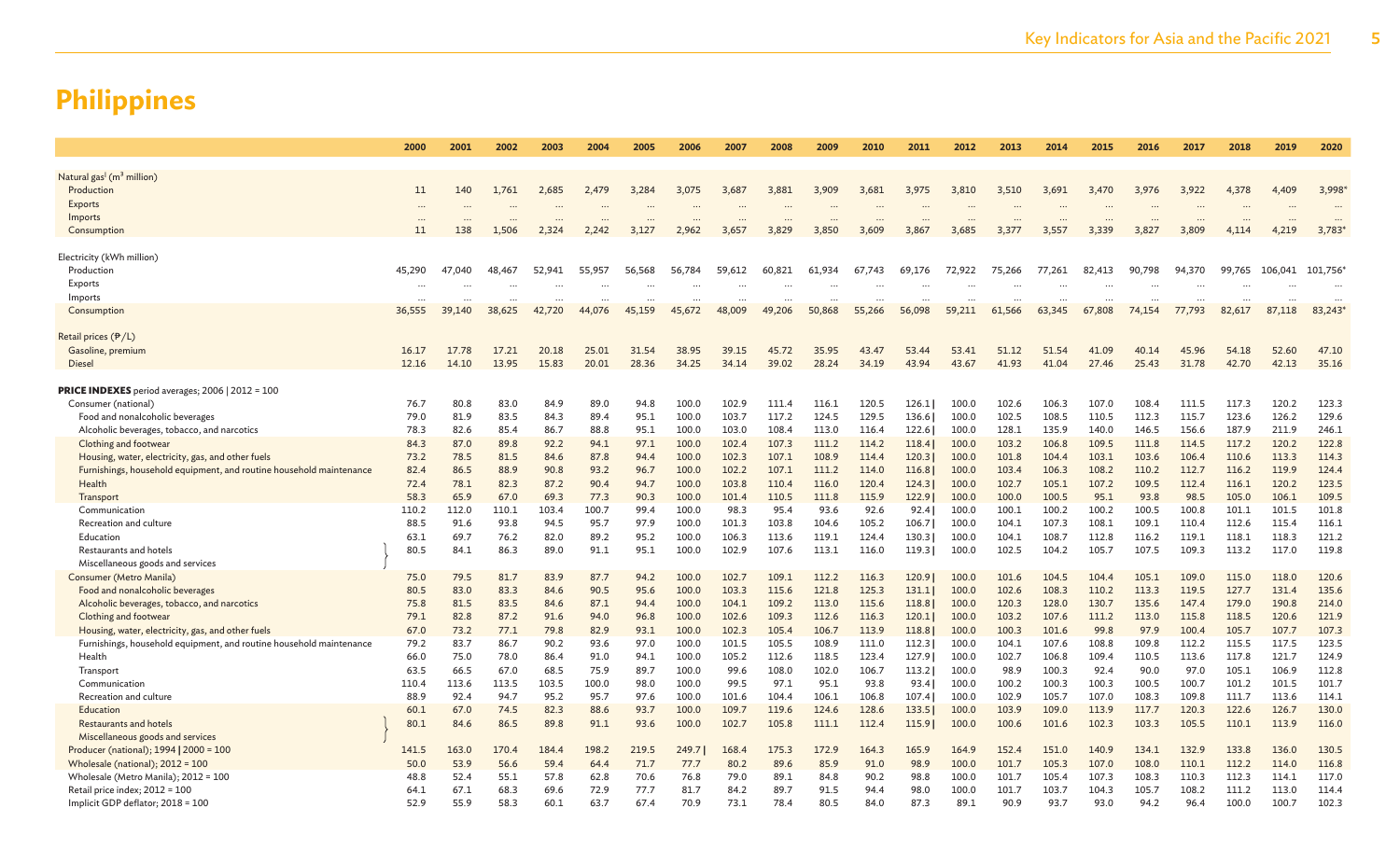# Philippines

| | 2000 | 2001 | 2002 | 2003 | 2004 | 2005 | 2006 | 2007 | 2008 | 2009 | 2010 | 2011 | 2012 | 2013 | 2014 | 2015 | 2016 | 2017 | 2018 | 2019 | 2020 |
|---|---|---|---|---|---|---|---|---|---|---|---|---|---|---|---|---|---|---|---|---|---|
| Natural gas[l] ($m^3$ million) | | | | | | | | | | | | | | | | | | | | | |
| Production | 11 | 140 | 1,761 | 2,685 | 2,479 | 3,284 | 3,075 | 3,687 | 3,881 | 3,909 | 3,681 | 3,975 | 3,810 | 3,510 | 3,691 | 3,470 | 3,976 | 3,922 | 4,378 | 4,409 | 3,998* |
| Exports | ... | ... | ... | ... | ... | ... | ... | ... | ... | ... | ... | ... | ... | ... | ... | ... | ... | ... | ... | ... | ... |
| Imports | ... | ... | ... | ... | ... | ... | ... | ... | ... | ... | ... | ... | ... | ... | ... | ... | ... | ... | ... | ... | ... |
| Consumption | 11 | 138 | 1,506 | 2,324 | 2,242 | 3,127 | 2,962 | 3,657 | 3,829 | 3,850 | 3,609 | 3,867 | 3,685 | 3,377 | 3,557 | 3,339 | 3,827 | 3,809 | 4,114 | 4,219 | 3,783* |
| Electricity (kWh million) | | | | | | | | | | | | | | | | | | | | | |
| Production | 45,290 | 47,040 | 48,467 | 52,941 | 55,957 | 56,568 | 56,784 | 59,612 | 60,821 | 61,934 | 67,743 | 69,176 | 72,922 | 75,266 | 77,261 | 82,413 | 90,798 | 94,370 | 99,765 | 106,041 | 101,756* |
| Exports | ... | ... | ... | ... | ... | ... | ... | ... | ... | ... | ... | ... | ... | ... | ... | ... | ... | ... | ... | ... | ... |
| Imports | ... | ... | ... | ... | ... | ... | ... | ... | ... | ... | ... | ... | ... | ... | ... | ... | ... | ... | ... | ... | ... |
| Consumption | 36,555 | 39,140 | 38,625 | 42,720 | 44,076 | 45,159 | 45,672 | 48,009 | 49,206 | 50,868 | 55,266 | 56,098 | 59,211 | 61,566 | 63,345 | 67,808 | 74,154 | 77,793 | 82,617 | 87,118 | 83,243* |
| Retail prices (₱/L) | | | | | | | | | | | | | | | | | | | | | |
| Gasoline, premium | 16.17 | 17.78 | 17.21 | 20.18 | 25.01 | 31.54 | 38.95 | 39.15 | 45.72 | 35.95 | 43.47 | 53.44 | 53.41 | 51.12 | 51.54 | 41.09 | 40.14 | 45.96 | 54.18 | 52.60 | 47.10 |
| Diesel | 12.16 | 14.10 | 13.95 | 15.83 | 20.01 | 28.36 | 34.25 | 34.14 | 39.02 | 28.24 | 34.19 | 43.94 | 43.67 | 41.93 | 41.04 | 27.46 | 25.43 | 31.78 | 42.70 | 42.13 | 35.16 |
| **PRICE INDEXES** period averages; 2006 \| 2012 = 100 | | | | | | | | | | | | | | | | | | | | | |
| Consumer (national) | 76.7 | 80.8 | 83.0 | 84.9 | 89.0 | 94.8 | 100.0 | 102.9 | 111.4 | 116.1 | 120.5 | 126.1 \| | 100.0 | 102.6 | 106.3 | 107.0 | 108.4 | 111.5 | 117.3 | 120.2 | 123.3 |
| Food and nonalcoholic beverages | 79.0 | 81.9 | 83.5 | 84.3 | 89.4 | 95.1 | 100.0 | 103.7 | 117.2 | 124.5 | 129.5 | 136.6 \| | 100.0 | 102.5 | 108.5 | 110.5 | 112.3 | 115.7 | 123.6 | 126.2 | 129.6 |
| Alcoholic beverages, tobacco, and narcotics | 78.3 | 82.6 | 85.4 | 86.7 | 88.8 | 95.1 | 100.0 | 103.0 | 108.4 | 113.0 | 116.4 | 122.6 \| | 100.0 | 128.1 | 135.9 | 140.0 | 146.5 | 156.6 | 187.9 | 211.9 | 246.1 |
| Clothing and footwear | 84.3 | 87.0 | 89.8 | 92.2 | 94.1 | 97.1 | 100.0 | 102.4 | 107.3 | 111.2 | 114.2 | 118.4 \| | 100.0 | 103.2 | 106.8 | 109.5 | 111.8 | 114.5 | 117.2 | 120.2 | 122.8 |
| Housing, water, electricity, gas, and other fuels | 73.2 | 78.5 | 81.5 | 84.6 | 87.8 | 94.4 | 100.0 | 102.3 | 107.1 | 108.9 | 114.4 | 120.3 \| | 100.0 | 101.8 | 104.4 | 103.1 | 103.6 | 106.4 | 110.6 | 113.3 | 114.3 |
| Furnishings, household equipment, and routine household maintenance | 82.4 | 86.5 | 88.9 | 90.8 | 93.2 | 96.7 | 100.0 | 102.2 | 107.1 | 111.2 | 114.0 | 116.8 \| | 100.0 | 103.4 | 106.3 | 108.2 | 110.2 | 112.7 | 116.2 | 119.9 | 124.4 |
| Health | 72.4 | 78.1 | 82.3 | 87.2 | 90.4 | 94.7 | 100.0 | 103.8 | 110.4 | 116.0 | 120.4 | 124.3 \| | 100.0 | 102.7 | 105.1 | 107.2 | 109.5 | 112.4 | 116.1 | 120.2 | 123.5 |
| Transport | 58.3 | 65.9 | 67.0 | 69.3 | 77.3 | 90.3 | 100.0 | 101.4 | 110.5 | 111.8 | 115.9 | 122.9 \| | 100.0 | 100.0 | 100.5 | 95.1 | 93.8 | 98.5 | 105.0 | 106.1 | 109.5 |
| Communication | 110.2 | 112.0 | 110.1 | 103.4 | 100.7 | 99.4 | 100.0 | 98.3 | 95.4 | 93.6 | 92.6 | 92.4 \| | 100.0 | 100.1 | 100.2 | 100.2 | 100.5 | 100.8 | 101.1 | 101.5 | 101.8 |
| Recreation and culture | 88.5 | 91.6 | 93.8 | 94.5 | 95.7 | 97.9 | 100.0 | 101.3 | 103.8 | 104.6 | 105.2 | 106.7 \| | 100.0 | 104.1 | 107.3 | 108.1 | 109.1 | 110.4 | 112.6 | 115.4 | 116.1 |
| Education | 63.1 | 69.7 | 76.2 | 82.0 | 89.2 | 95.2 | 100.0 | 106.3 | 113.6 | 119.1 | 124.4 | 130.3 \| | 100.0 | 104.1 | 108.7 | 112.8 | 116.2 | 119.1 | 118.1 | 118.3 | 121.2 |
| Restaurants and hotels; Miscellaneous goods and services | 80.5 | 84.1 | 86.3 | 89.0 | 91.1 | 95.1 | 100.0 | 102.9 | 107.6 | 113.1 | 116.0 | 119.3 \| | 100.0 | 102.5 | 104.2 | 105.7 | 107.5 | 109.3 | 113.2 | 117.0 | 119.8 |
| Consumer (Metro Manila) | 75.0 | 79.5 | 81.7 | 83.9 | 87.7 | 94.2 | 100.0 | 102.7 | 109.1 | 112.2 | 116.3 | 120.9 \| | 100.0 | 101.6 | 104.5 | 104.4 | 105.1 | 109.0 | 115.0 | 118.0 | 120.6 |
| Food and nonalcoholic beverages | 80.5 | 83.0 | 83.3 | 84.6 | 90.5 | 95.6 | 100.0 | 103.3 | 115.6 | 121.8 | 125.3 | 131.1 \| | 100.0 | 102.6 | 108.3 | 110.2 | 113.3 | 119.5 | 127.7 | 131.4 | 135.6 |
| Alcoholic beverages, tobacco, and narcotics | 75.8 | 81.5 | 83.5 | 84.6 | 87.1 | 94.4 | 100.0 | 104.1 | 109.2 | 113.0 | 115.6 | 118.8 \| | 100.0 | 120.3 | 128.0 | 130.7 | 135.6 | 147.4 | 179.0 | 190.8 | 214.0 |
| Clothing and footwear | 79.1 | 82.8 | 87.2 | 91.6 | 94.0 | 96.8 | 100.0 | 102.6 | 109.3 | 112.6 | 116.3 | 120.1 \| | 100.0 | 103.2 | 107.6 | 111.2 | 113.0 | 115.8 | 118.5 | 120.6 | 121.9 |
| Housing, water, electricity, gas, and other fuels | 67.0 | 73.2 | 77.1 | 79.8 | 82.9 | 93.1 | 100.0 | 102.3 | 105.4 | 106.7 | 113.9 | 118.8 \| | 100.0 | 100.3 | 101.6 | 99.8 | 97.9 | 100.4 | 105.7 | 107.7 | 107.3 |
| Furnishings, household equipment, and routine household maintenance | 79.2 | 83.7 | 86.7 | 90.2 | 93.6 | 97.0 | 100.0 | 101.5 | 105.5 | 108.9 | 111.0 | 112.3 \| | 100.0 | 104.1 | 107.6 | 108.8 | 109.8 | 112.2 | 115.5 | 117.5 | 123.5 |
| Health | 66.0 | 75.0 | 78.0 | 86.4 | 91.0 | 94.1 | 100.0 | 105.2 | 112.6 | 118.5 | 123.4 | 127.9 \| | 100.0 | 102.7 | 106.8 | 109.4 | 110.5 | 113.6 | 117.8 | 121.7 | 124.9 |
| Transport | 63.5 | 66.5 | 67.0 | 68.5 | 75.9 | 89.7 | 100.0 | 99.6 | 108.0 | 102.0 | 106.7 | 113.2 \| | 100.0 | 98.9 | 100.3 | 92.4 | 90.0 | 97.0 | 105.1 | 106.9 | 112.8 |
| Communication | 110.4 | 113.6 | 113.5 | 103.5 | 100.0 | 98.0 | 100.0 | 99.5 | 97.1 | 95.1 | 93.8 | 93.4 \| | 100.0 | 100.2 | 100.3 | 100.3 | 100.5 | 100.7 | 101.2 | 101.5 | 101.7 |
| Recreation and culture | 88.9 | 92.4 | 94.7 | 95.2 | 95.7 | 97.6 | 100.0 | 101.6 | 104.4 | 106.1 | 106.8 | 107.4 \| | 100.0 | 102.9 | 105.7 | 107.0 | 108.3 | 109.8 | 111.7 | 113.6 | 114.1 |
| Education | 60.1 | 67.0 | 74.5 | 82.3 | 88.6 | 93.7 | 100.0 | 109.7 | 119.6 | 124.6 | 128.6 | 133.5 \| | 100.0 | 103.9 | 109.0 | 113.9 | 117.7 | 120.3 | 122.6 | 126.7 | 130.0 |
| Restaurants and hotels; Miscellaneous goods and services | 80.1 | 84.6 | 86.5 | 89.8 | 91.1 | 93.6 | 100.0 | 102.7 | 105.8 | 111.1 | 112.4 | 115.9 \| | 100.0 | 100.6 | 101.6 | 102.3 | 103.3 | 105.5 | 110.1 | 113.9 | 116.0 |
| Producer (national); 1994 \| 2000 = 100 | 141.5 | 163.0 | 170.4 | 184.4 | 198.2 | 219.5 | 249.7 \| | 168.4 | 175.3 | 172.9 | 164.3 | 165.9 | 164.9 | 152.4 | 151.0 | 140.9 | 134.1 | 132.9 | 133.8 | 136.0 | 130.5 |
| Wholesale (national); 2012 = 100 | 50.0 | 53.9 | 56.6 | 59.4 | 64.4 | 71.7 | 77.7 | 80.2 | 89.6 | 85.9 | 91.0 | 98.9 | 100.0 | 101.7 | 105.3 | 107.0 | 108.0 | 110.1 | 112.2 | 114.0 | 116.8 |
| Wholesale (Metro Manila); 2012 = 100 | 48.8 | 52.4 | 55.1 | 57.8 | 62.8 | 70.6 | 76.8 | 79.0 | 89.1 | 84.8 | 90.2 | 98.8 | 100.0 | 101.7 | 105.4 | 107.3 | 108.3 | 110.3 | 112.3 | 114.1 | 117.0 |
| Retail price index; 2012 = 100 | 64.1 | 67.1 | 68.3 | 69.6 | 72.9 | 77.7 | 81.7 | 84.2 | 89.7 | 91.5 | 94.4 | 98.0 | 100.0 | 101.7 | 103.7 | 104.3 | 105.7 | 108.2 | 111.2 | 113.0 | 114.4 |
| Implicit GDP deflator; 2018 = 100 | 52.9 | 55.9 | 58.3 | 60.1 | 63.7 | 67.4 | 70.9 | 73.1 | 78.4 | 80.5 | 84.0 | 87.3 | 89.1 | 90.9 | 93.7 | 93.0 | 94.2 | 96.4 | 100.0 | 100.7 | 102.3 |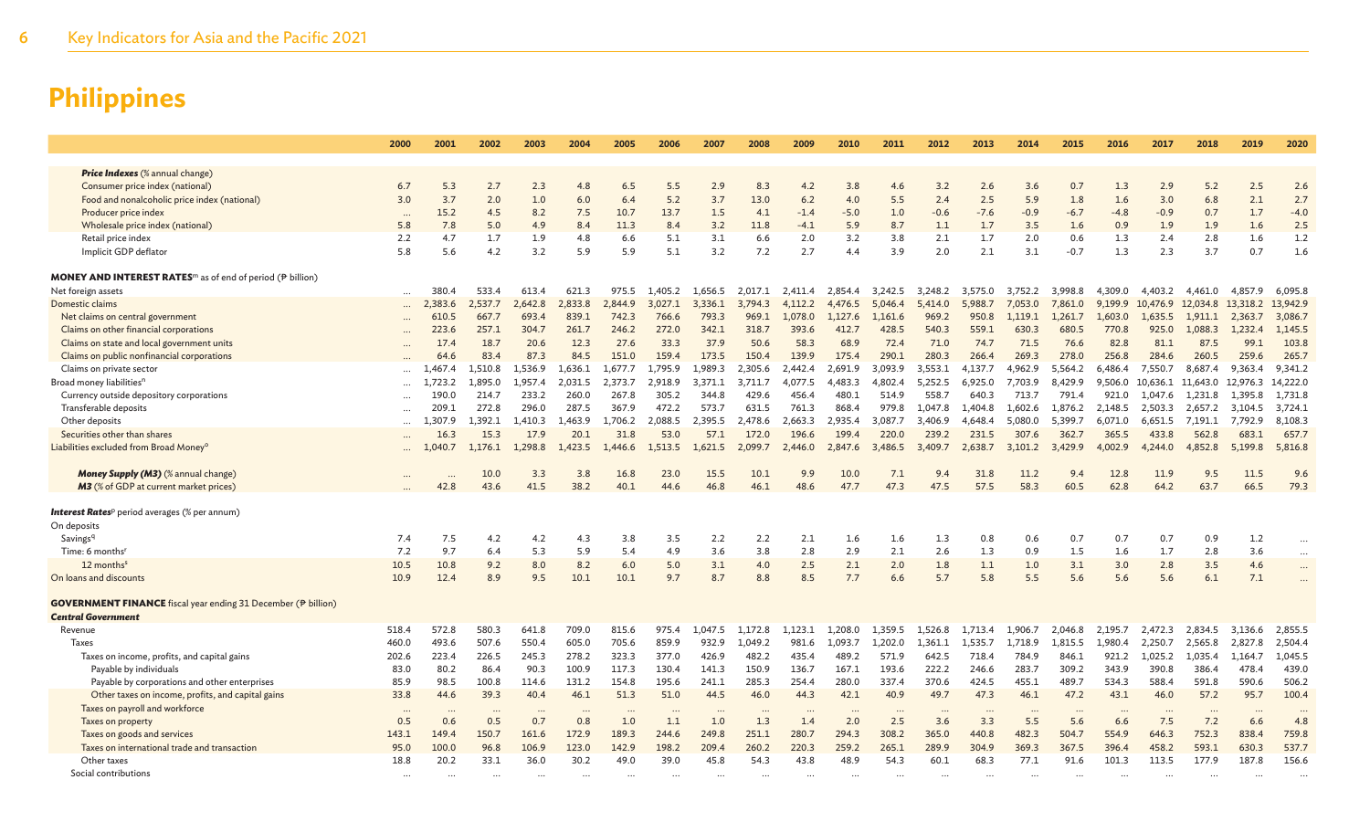# Philippines

| | 2000 | 2001 | 2002 | 2003 | 2004 | 2005 | 2006 | 2007 | 2008 | 2009 | 2010 | 2011 | 2012 | 2013 | 2014 | 2015 | 2016 | 2017 | 2018 | 2019 | 2020 |
|---|---|---|---|---|---|---|---|---|---|---|---|---|---|---|---|---|---|---|---|---|---|
| ***Price Indexes*** *(% annual change)* | | | | | | | | | | | | | | | | | | | | | |
| Consumer price index (national) | 6.7 | 5.3 | 2.7 | 2.3 | 4.8 | 6.5 | 5.5 | 2.9 | 8.3 | 4.2 | 3.8 | 4.6 | 3.2 | 2.6 | 3.6 | 0.7 | 1.3 | 2.9 | 5.2 | 2.5 | 2.6 |
| Food and nonalcoholic price index (national) | 3.0 | 3.7 | 2.0 | 1.0 | 6.0 | 6.4 | 5.2 | 3.7 | 13.0 | 6.2 | 4.0 | 5.5 | 2.4 | 2.5 | 5.9 | 1.8 | 1.6 | 3.0 | 6.8 | 2.1 | 2.7 |
| Producer price index | ... | 15.2 | 4.5 | 8.2 | 7.5 | 10.7 | 13.7 | 1.5 | 4.1 | -1.4 | -5.0 | 1.0 | -0.6 | -7.6 | -0.9 | -6.7 | -4.8 | -0.9 | 0.7 | 1.7 | -4.0 |
| Wholesale price index (national) | 5.8 | 7.8 | 5.0 | 4.9 | 8.4 | 11.3 | 8.4 | 3.2 | 11.8 | -4.1 | 5.9 | 8.7 | 1.1 | 1.7 | 3.5 | 1.6 | 0.9 | 1.9 | 1.9 | 1.6 | 2.5 |
| Retail price index | 2.2 | 4.7 | 1.7 | 1.9 | 4.8 | 6.6 | 5.1 | 3.1 | 6.6 | 2.0 | 3.2 | 3.8 | 2.1 | 1.7 | 2.0 | 0.6 | 1.3 | 2.4 | 2.8 | 1.6 | 1.2 |
| Implicit GDP deflator | 5.8 | 5.6 | 4.2 | 3.2 | 5.9 | 5.9 | 5.1 | 3.2 | 7.2 | 2.7 | 4.4 | 3.9 | 2.0 | 2.1 | 3.1 | -0.7 | 1.3 | 2.3 | 3.7 | 0.7 | 1.6 |
| **MONEY AND INTEREST RATES**[m] as of end of period (₱ billion) | | | | | | | | | | | | | | | | | | | | | |
| Net foreign assets | ... | 380.4 | 533.4 | 613.4 | 621.3 | 975.5 | 1,405.2 | 1,656.5 | 2,017.1 | 2,411.4 | 2,854.4 | 3,242.5 | 3,248.2 | 3,575.0 | 3,752.2 | 3,998.8 | 4,309.0 | 4,403.2 | 4,461.0 | 4,857.9 | 6,095.8 |
| Domestic claims | ... | 2,383.6 | 2,537.7 | 2,642.8 | 2,833.8 | 2,844.9 | 3,027.1 | 3,336.1 | 3,794.3 | 4,112.2 | 4,476.5 | 5,046.4 | 5,414.0 | 5,988.7 | 7,053.0 | 7,861.0 | 9,199.9 | 10,476.9 | 12,034.8 | 13,318.2 | 13,942.9 |
| Net claims on central government | ... | 610.5 | 667.7 | 693.4 | 839.1 | 742.3 | 766.6 | 793.3 | 969.1 | 1,078.0 | 1,127.6 | 1,161.6 | 969.2 | 950.8 | 1,119.1 | 1,261.7 | 1,603.0 | 1,635.5 | 1,911.1 | 2,363.7 | 3,086.7 |
| Claims on other financial corporations | ... | 223.6 | 257.1 | 304.7 | 261.7 | 246.2 | 272.0 | 342.1 | 318.7 | 393.6 | 412.7 | 428.5 | 540.3 | 559.1 | 630.3 | 680.5 | 770.8 | 925.0 | 1,088.3 | 1,232.4 | 1,145.5 |
| Claims on state and local government units | ... | 17.4 | 18.7 | 20.6 | 12.3 | 27.6 | 33.3 | 37.9 | 50.6 | 58.3 | 68.9 | 72.4 | 71.0 | 74.7 | 71.5 | 76.6 | 82.8 | 81.1 | 87.5 | 99.1 | 103.8 |
| Claims on public nonfinancial corporations | ... | 64.6 | 83.4 | 87.3 | 84.5 | 151.0 | 159.4 | 173.5 | 150.4 | 139.9 | 175.4 | 290.1 | 280.3 | 266.4 | 269.3 | 278.0 | 256.8 | 284.6 | 260.5 | 259.6 | 265.7 |
| Claims on private sector | ... | 1,467.4 | 1,510.8 | 1,536.9 | 1,636.1 | 1,677.7 | 1,795.9 | 1,989.3 | 2,305.6 | 2,442.4 | 2,691.9 | 3,093.9 | 3,553.1 | 4,137.7 | 4,962.9 | 5,564.2 | 6,486.4 | 7,550.7 | 8,687.4 | 9,363.4 | 9,341.2 |
| Broad money liabilities[n] | ... | 1,723.2 | 1,895.0 | 1,957.4 | 2,031.5 | 2,373.7 | 2,918.9 | 3,371.1 | 3,711.7 | 4,077.5 | 4,483.3 | 4,802.4 | 5,252.5 | 6,925.0 | 7,703.9 | 8,429.9 | 9,506.0 | 10,636.1 | 11,643.0 | 12,976.3 | 14,222.0 |
| Currency outside depository corporations | ... | 190.0 | 214.7 | 233.2 | 260.0 | 267.8 | 305.2 | 344.8 | 429.6 | 456.4 | 480.1 | 514.9 | 558.7 | 640.3 | 713.7 | 791.4 | 921.0 | 1,047.6 | 1,231.8 | 1,395.8 | 1,731.8 |
| Transferable deposits | ... | 209.1 | 272.8 | 296.0 | 287.5 | 367.9 | 472.2 | 573.7 | 631.5 | 761.3 | 868.4 | 979.8 | 1,047.8 | 1,404.8 | 1,602.6 | 1,876.2 | 2,148.5 | 2,503.3 | 2,657.2 | 3,104.5 | 3,724.1 |
| Other deposits | ... | 1,307.9 | 1,392.1 | 1,410.3 | 1,463.9 | 1,706.2 | 2,088.5 | 2,395.5 | 2,478.6 | 2,663.3 | 2,935.4 | 3,087.7 | 3,406.9 | 4,648.4 | 5,080.0 | 5,399.7 | 6,071.0 | 6,651.5 | 7,191.1 | 7,792.9 | 8,108.3 |
| Securities other than shares | ... | 16.3 | 15.3 | 17.9 | 20.1 | 31.8 | 53.0 | 57.1 | 172.0 | 196.6 | 199.4 | 220.0 | 239.2 | 231.5 | 307.6 | 362.7 | 365.5 | 433.8 | 562.8 | 683.1 | 657.7 |
| Liabilities excluded from Broad Money[o] | ... | 1,040.7 | 1,176.1 | 1,298.8 | 1,423.5 | 1,446.6 | 1,513.5 | 1,621.5 | 2,099.7 | 2,446.0 | 2,847.6 | 3,486.5 | 3,409.7 | 2,638.7 | 3,101.2 | 3,429.9 | 4,002.9 | 4,244.0 | 4,852.8 | 5,199.8 | 5,816.8 |
| ***Money Supply (M3)*** *(% annual change)* | ... | ... | 10.0 | 3.3 | 3.8 | 16.8 | 23.0 | 15.5 | 10.1 | 9.9 | 10.0 | 7.1 | 9.4 | 31.8 | 11.2 | 9.4 | 12.8 | 11.9 | 9.5 | 11.5 | 9.6 |
| ***M3*** *(% of GDP at current market prices)* | ... | 42.8 | 43.6 | 41.5 | 38.2 | 40.1 | 44.6 | 46.8 | 46.1 | 48.6 | 47.7 | 47.3 | 47.5 | 57.5 | 58.3 | 60.5 | 62.8 | 64.2 | 63.7 | 66.5 | 79.3 |
| ***Interest Rates***[p] period averages (% per annum) | | | | | | | | | | | | | | | | | | | | | |
| On deposits | | | | | | | | | | | | | | | | | | | | | |
| Savings[q] | 7.4 | 7.5 | 4.2 | 4.2 | 4.3 | 3.8 | 3.5 | 2.2 | 2.2 | 2.1 | 1.6 | 1.6 | 1.3 | 0.8 | 0.6 | 0.7 | 0.7 | 0.7 | 0.9 | 1.2 | ... |
| Time: 6 months[r] | 7.2 | 9.7 | 6.4 | 5.3 | 5.9 | 5.4 | 4.9 | 3.6 | 3.8 | 2.8 | 2.9 | 2.1 | 2.6 | 1.3 | 0.9 | 1.5 | 1.6 | 1.7 | 2.8 | 3.6 | ... |
| 12 months[s] | 10.5 | 10.8 | 9.2 | 8.0 | 8.2 | 6.0 | 5.0 | 3.1 | 4.0 | 2.5 | 2.1 | 2.0 | 1.8 | 1.1 | 1.0 | 3.1 | 3.0 | 2.8 | 3.5 | 4.6 | ... |
| On loans and discounts | 10.9 | 12.4 | 8.9 | 9.5 | 10.1 | 10.1 | 9.7 | 8.7 | 8.8 | 8.5 | 7.7 | 6.6 | 5.7 | 5.8 | 5.5 | 5.6 | 5.6 | 5.6 | 6.1 | 7.1 | ... |
| **GOVERNMENT FINANCE** fiscal year ending 31 December (₱ billion) | | | | | | | | | | | | | | | | | | | | | |
| ***Central Government*** | | | | | | | | | | | | | | | | | | | | | |
| Revenue | 518.4 | 572.8 | 580.3 | 641.8 | 709.0 | 815.6 | 975.4 | 1,047.5 | 1,172.8 | 1,123.1 | 1,208.0 | 1,359.5 | 1,526.8 | 1,713.4 | 1,906.7 | 2,046.8 | 2,195.7 | 2,472.3 | 2,834.5 | 3,136.6 | 2,855.5 |
| Taxes | 460.0 | 493.6 | 507.6 | 550.4 | 605.0 | 705.6 | 859.9 | 932.9 | 1,049.2 | 981.6 | 1,093.7 | 1,202.0 | 1,361.1 | 1,535.7 | 1,718.9 | 1,815.5 | 1,980.4 | 2,250.7 | 2,565.8 | 2,827.8 | 2,504.4 |
| Taxes on income, profits, and capital gains | 202.6 | 223.4 | 226.5 | 245.3 | 278.2 | 323.3 | 377.0 | 426.9 | 482.2 | 435.4 | 489.2 | 571.9 | 642.5 | 718.4 | 784.9 | 846.1 | 921.2 | 1,025.2 | 1,035.4 | 1,164.7 | 1,045.5 |
| Payable by individuals | 83.0 | 80.2 | 86.4 | 90.3 | 100.9 | 117.3 | 130.4 | 141.3 | 150.9 | 136.7 | 167.1 | 193.6 | 222.2 | 246.6 | 283.7 | 309.2 | 343.9 | 390.8 | 386.4 | 478.4 | 439.0 |
| Payable by corporations and other enterprises | 85.9 | 98.5 | 100.8 | 114.6 | 131.2 | 154.8 | 195.6 | 241.1 | 285.3 | 254.4 | 280.0 | 337.4 | 370.6 | 424.5 | 455.1 | 489.7 | 534.3 | 588.4 | 591.8 | 590.6 | 506.2 |
| Other taxes on income, profits, and capital gains | 33.8 | 44.6 | 39.3 | 40.4 | 46.1 | 51.3 | 51.0 | 44.5 | 46.0 | 44.3 | 42.1 | 40.9 | 49.7 | 47.3 | 46.1 | 47.2 | 43.1 | 46.0 | 57.2 | 95.7 | 100.4 |
| Taxes on payroll and workforce | ... | ... | ... | ... | ... | ... | ... | ... | ... | ... | ... | ... | ... | ... | ... | ... | ... | ... | ... | ... | ... |
| Taxes on property | 0.5 | 0.6 | 0.5 | 0.7 | 0.8 | 1.0 | 1.1 | 1.0 | 1.3 | 1.4 | 2.0 | 2.5 | 3.6 | 3.3 | 5.5 | 5.6 | 6.6 | 7.5 | 7.2 | 6.6 | 4.8 |
| Taxes on goods and services | 143.1 | 149.4 | 150.7 | 161.6 | 172.9 | 189.3 | 244.6 | 249.8 | 251.1 | 280.7 | 294.3 | 308.2 | 365.0 | 440.8 | 482.3 | 504.7 | 554.9 | 646.3 | 752.3 | 838.4 | 759.8 |
| Taxes on international trade and transaction | 95.0 | 100.0 | 96.8 | 106.9 | 123.0 | 142.9 | 198.2 | 209.4 | 260.2 | 220.3 | 259.2 | 265.1 | 289.9 | 304.9 | 369.3 | 367.5 | 396.4 | 458.2 | 593.1 | 630.3 | 537.7 |
| Other taxes | 18.8 | 20.2 | 33.1 | 36.0 | 30.2 | 49.0 | 39.0 | 45.8 | 54.3 | 43.8 | 48.9 | 54.3 | 60.1 | 68.3 | 77.1 | 91.6 | 101.3 | 113.5 | 177.9 | 187.8 | 156.6 |
| Social contributions | ... | ... | ... | ... | ... | ... | ... | ... | ... | ... | ... | ... | ... | ... | ... | ... | ... | ... | ... | ... | ... |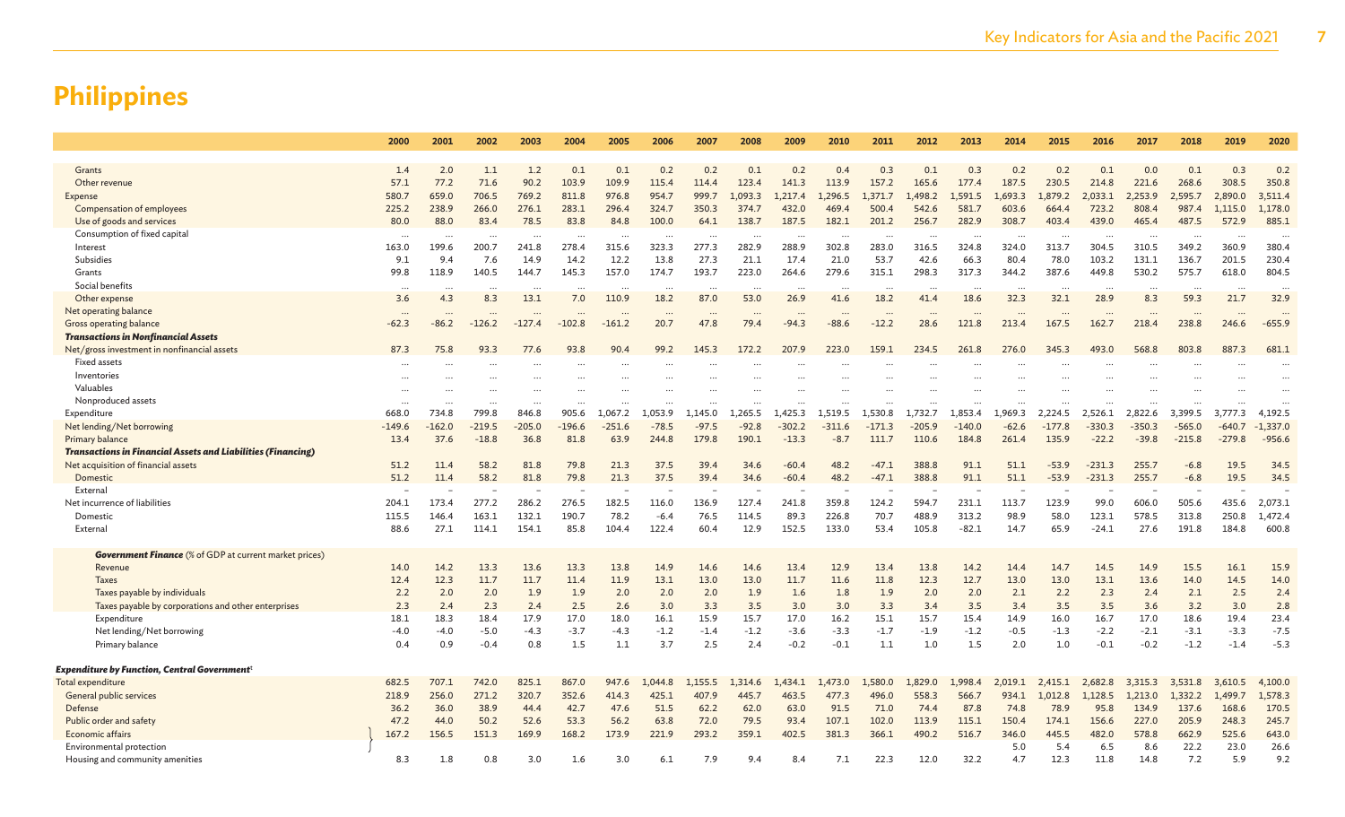# Philippines

| | 2000 | 2001 | 2002 | 2003 | 2004 | 2005 | 2006 | 2007 | 2008 | 2009 | 2010 | 2011 | 2012 | 2013 | 2014 | 2015 | 2016 | 2017 | 2018 | 2019 | 2020 |
|---|---|---|---|---|---|---|---|---|---|---|---|---|---|---|---|---|---|---|---|---|---|
| Grants | 1.4 | 2.0 | 1.1 | 1.2 | 0.1 | 0.1 | 0.2 | 0.2 | 0.1 | 0.2 | 0.4 | 0.3 | 0.1 | 0.3 | 0.2 | 0.2 | 0.1 | 0.0 | 0.1 | 0.3 | 0.2 |
| Other revenue | 57.1 | 77.2 | 71.6 | 90.2 | 103.9 | 109.9 | 115.4 | 114.4 | 123.4 | 141.3 | 113.9 | 157.2 | 165.6 | 177.4 | 187.5 | 230.5 | 214.8 | 221.6 | 268.6 | 308.5 | 350.8 |
| Expense | 580.7 | 659.0 | 706.5 | 769.2 | 811.8 | 976.8 | 954.7 | 999.7 | 1,093.3 | 1,217.4 | 1,296.5 | 1,371.7 | 1,498.2 | 1,591.5 | 1,693.3 | 1,879.2 | 2,033.1 | 2,253.9 | 2,595.7 | 2,890.0 | 3,511.4 |
| Compensation of employees | 225.2 | 238.9 | 266.0 | 276.1 | 283.1 | 296.4 | 324.7 | 350.3 | 374.7 | 432.0 | 469.4 | 500.4 | 542.6 | 581.7 | 603.6 | 664.4 | 723.2 | 808.4 | 987.4 | 1,115.0 | 1,178.0 |
| Use of goods and services | 80.0 | 88.0 | 83.4 | 78.5 | 83.8 | 84.8 | 100.0 | 64.1 | 138.7 | 187.5 | 182.1 | 201.2 | 256.7 | 282.9 | 308.7 | 403.4 | 439.0 | 465.4 | 487.5 | 572.9 | 885.1 |
| Consumption of fixed capital | ... | ... | ... | ... | ... | ... | ... | ... | ... | ... | ... | ... | ... | ... | ... | ... | ... | ... | ... | ... | ... |
| Interest | 163.0 | 199.6 | 200.7 | 241.8 | 278.4 | 315.6 | 323.3 | 277.3 | 282.9 | 288.9 | 302.8 | 283.0 | 316.5 | 324.8 | 324.0 | 313.7 | 304.5 | 310.5 | 349.2 | 360.9 | 380.4 |
| Subsidies | 9.1 | 9.4 | 7.6 | 14.9 | 14.2 | 12.2 | 13.8 | 27.3 | 21.1 | 17.4 | 21.0 | 53.7 | 42.6 | 66.3 | 80.4 | 78.0 | 103.2 | 131.1 | 136.7 | 201.5 | 230.4 |
| Grants | 99.8 | 118.9 | 140.5 | 144.7 | 145.3 | 157.0 | 174.7 | 193.7 | 223.0 | 264.6 | 279.6 | 315.1 | 298.3 | 317.3 | 344.2 | 387.6 | 449.8 | 530.2 | 575.7 | 618.0 | 804.5 |
| Social benefits | ... | ... | ... | ... | ... | ... | ... | ... | ... | ... | ... | ... | ... | ... | ... | ... | ... | ... | ... | ... | ... |
| Other expense | 3.6 | 4.3 | 8.3 | 13.1 | 7.0 | 110.9 | 18.2 | 87.0 | 53.0 | 26.9 | 41.6 | 18.2 | 41.4 | 18.6 | 32.3 | 32.1 | 28.9 | 8.3 | 59.3 | 21.7 | 32.9 |
| Net operating balance | ... | ... | ... | ... | ... | ... | ... | ... | ... | ... | ... | ... | ... | ... | ... | ... | ... | ... | ... | ... | ... |
| Gross operating balance | -62.3 | -86.2 | -126.2 | -127.4 | -102.8 | -161.2 | 20.7 | 47.8 | 79.4 | -94.3 | -88.6 | -12.2 | 28.6 | 121.8 | 213.4 | 167.5 | 162.7 | 218.4 | 238.8 | 246.6 | -655.9 |
| ***Transactions in Nonfinancial Assets*** | | | | | | | | | | | | | | | | | | | | | |
| Net/gross investment in nonfinancial assets | 87.3 | 75.8 | 93.3 | 77.6 | 93.8 | 90.4 | 99.2 | 145.3 | 172.2 | 207.9 | 223.0 | 159.1 | 234.5 | 261.8 | 276.0 | 345.3 | 493.0 | 568.8 | 803.8 | 887.3 | 681.1 |
| Fixed assets | ... | ... | ... | ... | ... | ... | ... | ... | ... | ... | ... | ... | ... | ... | ... | ... | ... | ... | ... | ... | ... |
| Inventories | ... | ... | ... | ... | ... | ... | ... | ... | ... | ... | ... | ... | ... | ... | ... | ... | ... | ... | ... | ... | ... |
| Valuables | ... | ... | ... | ... | ... | ... | ... | ... | ... | ... | ... | ... | ... | ... | ... | ... | ... | ... | ... | ... | ... |
| Nonproduced assets | ... | ... | ... | ... | ... | ... | ... | ... | ... | ... | ... | ... | ... | ... | ... | ... | ... | ... | ... | ... | ... |
| Expenditure | 668.0 | 734.8 | 799.8 | 846.8 | 905.6 | 1,067.2 | 1,053.9 | 1,145.0 | 1,265.5 | 1,425.3 | 1,519.5 | 1,530.8 | 1,732.7 | 1,853.4 | 1,969.3 | 2,224.5 | 2,526.1 | 2,822.6 | 3,399.5 | 3,777.3 | 4,192.5 |
| Net lending/Net borrowing | -149.6 | -162.0 | -219.5 | -205.0 | -196.6 | -251.6 | -78.5 | -97.5 | -92.8 | -302.2 | -311.6 | -171.3 | -205.9 | -140.0 | -62.6 | -177.8 | -330.3 | -350.3 | -565.0 | -640.7 | -1,337.0 |
| Primary balance | 13.4 | 37.6 | -18.8 | 36.8 | 81.8 | 63.9 | 244.8 | 179.8 | 190.1 | -13.3 | -8.7 | 111.7 | 110.6 | 184.8 | 261.4 | 135.9 | -22.2 | -39.8 | -215.8 | -279.8 | -956.6 |
| ***Transactions in Financial Assets and Liabilities (Financing)*** | | | | | | | | | | | | | | | | | | | | | |
| Net acquisition of financial assets | 51.2 | 11.4 | 58.2 | 81.8 | 79.8 | 21.3 | 37.5 | 39.4 | 34.6 | -60.4 | 48.2 | -47.1 | 388.8 | 91.1 | 51.1 | -53.9 | -231.3 | 255.7 | -6.8 | 19.5 | 34.5 |
| Domestic | 51.2 | 11.4 | 58.2 | 81.8 | 79.8 | 21.3 | 37.5 | 39.4 | 34.6 | -60.4 | 48.2 | -47.1 | 388.8 | 91.1 | 51.1 | -53.9 | -231.3 | 255.7 | -6.8 | 19.5 | 34.5 |
| External | – | – | – | – | – | – | – | – | – | – | – | – | – | – | – | – | – | – | – | – | – |
| Net incurrence of liabilities | 204.1 | 173.4 | 277.2 | 286.2 | 276.5 | 182.5 | 116.0 | 136.9 | 127.4 | 241.8 | 359.8 | 124.2 | 594.7 | 231.1 | 113.7 | 123.9 | 99.0 | 606.0 | 505.6 | 435.6 | 2,073.1 |
| Domestic | 115.5 | 146.4 | 163.1 | 132.1 | 190.7 | 78.2 | -6.4 | 76.5 | 114.5 | 89.3 | 226.8 | 70.7 | 488.9 | 313.2 | 98.9 | 58.0 | 123.1 | 578.5 | 313.8 | 250.8 | 1,472.4 |
| External | 88.6 | 27.1 | 114.1 | 154.1 | 85.8 | 104.4 | 122.4 | 60.4 | 12.9 | 152.5 | 133.0 | 53.4 | 105.8 | -82.1 | 14.7 | 65.9 | -24.1 | 27.6 | 191.8 | 184.8 | 600.8 |
| ***Government Finance*** *(% of GDP at current market prices)* | | | | | | | | | | | | | | | | | | | | | |
| Revenue | 14.0 | 14.2 | 13.3 | 13.6 | 13.3 | 13.8 | 14.9 | 14.6 | 14.6 | 13.4 | 12.9 | 13.4 | 13.8 | 14.2 | 14.4 | 14.7 | 14.5 | 14.9 | 15.5 | 16.1 | 15.9 |
| Taxes | 12.4 | 12.3 | 11.7 | 11.7 | 11.4 | 11.9 | 13.1 | 13.0 | 13.0 | 11.7 | 11.6 | 11.8 | 12.3 | 12.7 | 13.0 | 13.0 | 13.1 | 13.6 | 14.0 | 14.5 | 14.0 |
| Taxes payable by individuals | 2.2 | 2.0 | 2.0 | 1.9 | 1.9 | 2.0 | 2.0 | 2.0 | 1.9 | 1.6 | 1.8 | 1.9 | 2.0 | 2.0 | 2.1 | 2.2 | 2.3 | 2.4 | 2.1 | 2.5 | 2.4 |
| Taxes payable by corporations and other enterprises | 2.3 | 2.4 | 2.3 | 2.4 | 2.5 | 2.6 | 3.0 | 3.3 | 3.5 | 3.0 | 3.0 | 3.3 | 3.4 | 3.5 | 3.4 | 3.5 | 3.5 | 3.6 | 3.2 | 3.0 | 2.8 |
| Expenditure | 18.1 | 18.3 | 18.4 | 17.9 | 17.0 | 18.0 | 16.1 | 15.9 | 15.7 | 17.0 | 16.2 | 15.1 | 15.7 | 15.4 | 14.9 | 16.0 | 16.7 | 17.0 | 18.6 | 19.4 | 23.4 |
| Net lending/Net borrowing | -4.0 | -4.0 | -5.0 | -4.3 | -3.7 | -4.3 | -1.2 | -1.4 | -1.2 | -3.6 | -3.3 | -1.7 | -1.9 | -1.2 | -0.5 | -1.3 | -2.2 | -2.1 | -3.1 | -3.3 | -7.5 |
| Primary balance | 0.4 | 0.9 | -0.4 | 0.8 | 1.5 | 1.1 | 3.7 | 2.5 | 2.4 | -0.2 | -0.1 | 1.1 | 1.0 | 1.5 | 2.0 | 1.0 | -0.1 | -0.2 | -1.2 | -1.4 | -5.3 |
| ***Expenditure by Function, Central Government***[t] | | | | | | | | | | | | | | | | | | | | | |
| Total expenditure | 682.5 | 707.1 | 742.0 | 825.1 | 867.0 | 947.6 | 1,044.8 | 1,155.5 | 1,314.6 | 1,434.1 | 1,473.0 | 1,580.0 | 1,829.0 | 1,998.4 | 2,019.1 | 2,415.1 | 2,682.8 | 3,315.3 | 3,531.8 | 3,610.5 | 4,100.0 |
| General public services | 218.9 | 256.0 | 271.2 | 320.7 | 352.6 | 414.3 | 425.1 | 407.9 | 445.7 | 463.5 | 477.3 | 496.0 | 558.3 | 566.7 | 934.1 | 1,012.8 | 1,128.5 | 1,213.0 | 1,332.2 | 1,499.7 | 1,578.3 |
| Defense | 36.2 | 36.0 | 38.9 | 44.4 | 42.7 | 47.6 | 51.5 | 62.2 | 62.0 | 63.0 | 91.5 | 71.0 | 74.4 | 87.8 | 74.8 | 78.9 | 95.8 | 134.9 | 137.6 | 168.6 | 170.5 |
| Public order and safety | 47.2 | 44.0 | 50.2 | 52.6 | 53.3 | 56.2 | 63.8 | 72.0 | 79.5 | 93.4 | 107.1 | 102.0 | 113.9 | 115.1 | 150.4 | 174.1 | 156.6 | 227.0 | 205.9 | 248.3 | 245.7 |
| Economic affairs | 167.2 | 156.5 | 151.3 | 169.9 | 168.2 | 173.9 | 221.9 | 293.2 | 359.1 | 402.5 | 381.3 | 366.1 | 490.2 | 516.7 | 346.0 | 445.5 | 482.0 | 578.8 | 662.9 | 525.6 | 643.0 |
| Environmental protection | | | | | | | | | | | | | | | 5.0 | 5.4 | 6.5 | 8.6 | 22.2 | 23.0 | 26.6 |
| Housing and community amenities | 8.3 | 1.8 | 0.8 | 3.0 | 1.6 | 3.0 | 6.1 | 7.9 | 9.4 | 8.4 | 7.1 | 22.3 | 12.0 | 32.2 | 4.7 | 12.3 | 11.8 | 14.8 | 7.2 | 5.9 | 9.2 |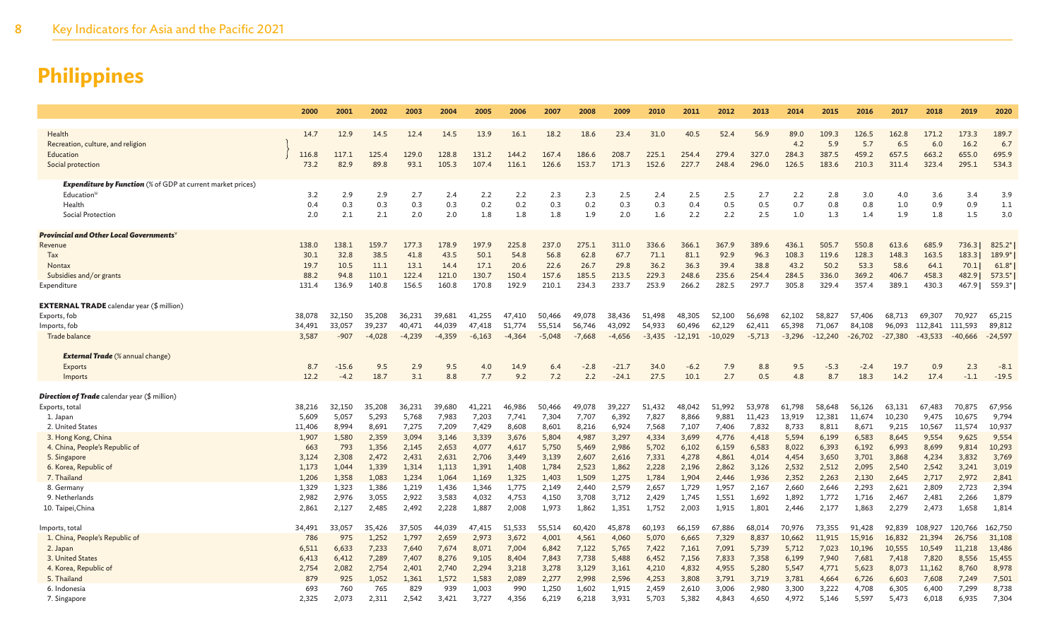# Philippines

| | 2000 | 2001 | 2002 | 2003 | 2004 | 2005 | 2006 | 2007 | 2008 | 2009 | 2010 | 2011 | 2012 | 2013 | 2014 | 2015 | 2016 | 2017 | 2018 | 2019 | 2020 |
|---|---|---|---|---|---|---|---|---|---|---|---|---|---|---|---|---|---|---|---|---|---|
| Health | 14.7 | 12.9 | 14.5 | 12.4 | 14.5 | 13.9 | 16.1 | 18.2 | 18.6 | 23.4 | 31.0 | 40.5 | 52.4 | 56.9 | 89.0 | 109.3 | 126.5 | 162.8 | 171.2 | 173.3 | 189.7 |
| Recreation, culture, and religion | | | | | | | | | | | | | | | 4.2 | 5.9 | 5.7 | 6.5 | 6.0 | 16.2 | 6.7 |
| Education | 116.8 | 117.1 | 125.4 | 129.0 | 128.8 | 131.2 | 144.2 | 167.4 | 186.6 | 208.7 | 225.1 | 254.4 | 279.4 | 327.0 | 284.3 | 387.5 | 459.2 | 657.5 | 663.2 | 655.0 | 695.9 |
| Social protection | 73.2 | 82.9 | 89.8 | 93.1 | 105.3 | 107.4 | 116.1 | 126.6 | 153.7 | 171.3 | 152.6 | 227.7 | 248.4 | 296.0 | 126.5 | 183.6 | 210.3 | 311.4 | 323.4 | 295.1 | 534.3 |
| ***Expenditure by Function*** (% of GDP at current market prices) | | | | | | | | | | | | | | | | | | | | | |
| Education[u] | 3.2 | 2.9 | 2.9 | 2.7 | 2.4 | 2.2 | 2.2 | 2.3 | 2.3 | 2.5 | 2.4 | 2.5 | 2.5 | 2.7 | 2.2 | 2.8 | 3.0 | 4.0 | 3.6 | 3.4 | 3.9 |
| Health | 0.4 | 0.3 | 0.3 | 0.3 | 0.3 | 0.2 | 0.2 | 0.3 | 0.2 | 0.3 | 0.3 | 0.4 | 0.5 | 0.5 | 0.7 | 0.8 | 0.8 | 1.0 | 0.9 | 0.9 | 1.1 |
| Social Protection | 2.0 | 2.1 | 2.1 | 2.0 | 2.0 | 1.8 | 1.8 | 1.8 | 1.9 | 2.0 | 1.6 | 2.2 | 2.2 | 2.5 | 1.0 | 1.3 | 1.4 | 1.9 | 1.8 | 1.5 | 3.0 |
| ***Provincial and Other Local Governments***[v] | | | | | | | | | | | | | | | | | | | | | |
| Revenue | 138.0 | 138.1 | 159.7 | 177.3 | 178.9 | 197.9 | 225.8 | 237.0 | 275.1 | 311.0 | 336.6 | 366.1 | 367.9 | 389.6 | 436.1 | 505.7 | 550.8 | 613.6 | 685.9 | 736.3 \| | 825.2* \| |
| Tax | 30.1 | 32.8 | 38.5 | 41.8 | 43.5 | 50.1 | 54.8 | 56.8 | 62.8 | 67.7 | 71.1 | 81.1 | 92.9 | 96.3 | 108.3 | 119.6 | 128.3 | 148.3 | 163.5 | 183.3 \| | 189.9* \| |
| Nontax | 19.7 | 10.5 | 11.1 | 13.1 | 14.4 | 17.1 | 20.6 | 22.6 | 26.7 | 29.8 | 36.2 | 36.3 | 39.4 | 38.8 | 43.2 | 50.2 | 53.3 | 58.6 | 64.1 | 70.1 \| | 61.8* \| |
| Subsidies and/or grants | 88.2 | 94.8 | 110.1 | 122.4 | 121.0 | 130.7 | 150.4 | 157.6 | 185.5 | 213.5 | 229.3 | 248.6 | 235.6 | 254.4 | 284.5 | 336.0 | 369.2 | 406.7 | 458.3 | 482.9 \| | 573.5* \| |
| Expenditure | 131.4 | 136.9 | 140.8 | 156.5 | 160.8 | 170.8 | 192.9 | 210.1 | 234.3 | 233.7 | 253.9 | 266.2 | 282.5 | 297.7 | 305.8 | 329.4 | 357.4 | 389.1 | 430.3 | 467.9 \| | 559.3* \| |
| **EXTERNAL TRADE** calendar year ($ million) | | | | | | | | | | | | | | | | | | | | | |
| Exports, fob | 38,078 | 32,150 | 35,208 | 36,231 | 39,681 | 41,255 | 47,410 | 50,466 | 49,078 | 38,436 | 51,498 | 48,305 | 52,100 | 56,698 | 62,102 | 58,827 | 57,406 | 68,713 | 69,307 | 70,927 | 65,215 |
| Imports, fob | 34,491 | 33,057 | 39,237 | 40,471 | 44,039 | 47,418 | 51,774 | 55,514 | 56,746 | 43,092 | 54,933 | 60,496 | 62,129 | 62,411 | 65,398 | 71,067 | 84,108 | 96,093 | 112,841 | 111,593 | 89,812 |
| Trade balance | 3,587 | -907 | -4,028 | -4,239 | -4,359 | -6,163 | -4,364 | -5,048 | -7,668 | -4,656 | -3,435 | -12,191 | -10,029 | -5,713 | -3,296 | -12,240 | -26,702 | -27,380 | -43,533 | -40,666 | -24,597 |
| ***External Trade*** (% annual change) | | | | | | | | | | | | | | | | | | | | | |
| Exports | 8.7 | -15.6 | 9.5 | 2.9 | 9.5 | 4.0 | 14.9 | 6.4 | -2.8 | -21.7 | 34.0 | -6.2 | 7.9 | 8.8 | 9.5 | -5.3 | -2.4 | 19.7 | 0.9 | 2.3 | -8.1 |
| Imports | 12.2 | -4.2 | 18.7 | 3.1 | 8.8 | 7.7 | 9.2 | 7.2 | 2.2 | -24.1 | 27.5 | 10.1 | 2.7 | 0.5 | 4.8 | 8.7 | 18.3 | 14.2 | 17.4 | -1.1 | -19.5 |
| ***Direction of Trade*** calendar year ($ million) | | | | | | | | | | | | | | | | | | | | | |
| Exports, total | 38,216 | 32,150 | 35,208 | 36,231 | 39,680 | 41,221 | 46,986 | 50,466 | 49,078 | 39,227 | 51,432 | 48,042 | 51,992 | 53,978 | 61,798 | 58,648 | 56,126 | 63,131 | 67,483 | 70,875 | 67,956 |
| 1. Japan | 5,609 | 5,057 | 5,293 | 5,768 | 7,983 | 7,203 | 7,741 | 7,304 | 7,707 | 6,392 | 7,827 | 8,866 | 9,881 | 11,423 | 13,919 | 12,381 | 11,674 | 10,230 | 9,475 | 10,675 | 9,794 |
| 2. United States | 11,406 | 8,994 | 8,691 | 7,275 | 7,209 | 7,429 | 8,608 | 8,601 | 8,216 | 6,924 | 7,568 | 7,107 | 7,406 | 7,832 | 8,733 | 8,811 | 8,671 | 9,215 | 10,567 | 11,574 | 10,937 |
| 3. Hong Kong, China | 1,907 | 1,580 | 2,359 | 3,094 | 3,146 | 3,339 | 3,676 | 5,804 | 4,987 | 3,297 | 4,334 | 3,699 | 4,776 | 4,418 | 5,594 | 6,199 | 6,583 | 8,645 | 9,554 | 9,625 | 9,554 |
| 4. China, People's Republic of | 663 | 793 | 1,356 | 2,145 | 2,653 | 4,077 | 4,617 | 5,750 | 5,469 | 2,986 | 5,702 | 6,102 | 6,159 | 6,583 | 8,022 | 6,393 | 6,192 | 6,993 | 8,699 | 9,814 | 10,293 |
| 5. Singapore | 3,124 | 2,308 | 2,472 | 2,431 | 2,631 | 2,706 | 3,449 | 3,139 | 2,607 | 2,616 | 7,331 | 4,278 | 4,861 | 4,014 | 4,454 | 3,650 | 3,701 | 3,868 | 4,234 | 3,832 | 3,769 |
| 6. Korea, Republic of | 1,173 | 1,044 | 1,339 | 1,314 | 1,113 | 1,391 | 1,408 | 1,784 | 2,523 | 1,862 | 2,228 | 2,196 | 2,862 | 3,126 | 2,532 | 2,512 | 2,095 | 2,540 | 2,542 | 3,241 | 3,019 |
| 7. Thailand | 1,206 | 1,358 | 1,083 | 1,234 | 1,064 | 1,169 | 1,325 | 1,403 | 1,509 | 1,275 | 1,784 | 1,904 | 2,446 | 1,936 | 2,352 | 2,263 | 2,130 | 2,645 | 2,717 | 2,972 | 2,841 |
| 8. Germany | 1,329 | 1,323 | 1,386 | 1,219 | 1,436 | 1,346 | 1,775 | 2,149 | 2,440 | 2,579 | 2,657 | 1,729 | 1,957 | 2,167 | 2,660 | 2,646 | 2,293 | 2,621 | 2,809 | 2,723 | 2,394 |
| 9. Netherlands | 2,982 | 2,976 | 3,055 | 2,922 | 3,583 | 4,032 | 4,753 | 4,150 | 3,708 | 3,712 | 2,429 | 1,745 | 1,551 | 1,692 | 1,892 | 1,772 | 1,716 | 2,467 | 2,481 | 2,266 | 1,879 |
| 10. Taipei,China | 2,861 | 2,127 | 2,485 | 2,492 | 2,228 | 1,887 | 2,008 | 1,973 | 1,862 | 1,351 | 1,752 | 2,003 | 1,915 | 1,801 | 2,446 | 2,177 | 1,863 | 2,279 | 2,473 | 1,658 | 1,814 |
| Imports, total | 34,491 | 33,057 | 35,426 | 37,505 | 44,039 | 47,415 | 51,533 | 55,514 | 60,420 | 45,878 | 60,193 | 66,159 | 67,886 | 68,014 | 70,976 | 73,355 | 91,428 | 92,839 | 108,927 | 120,766 | 162,750 |
| 1. China, People's Republic of | 786 | 975 | 1,252 | 1,797 | 2,659 | 2,973 | 3,672 | 4,001 | 4,561 | 4,060 | 5,070 | 6,665 | 7,329 | 8,837 | 10,662 | 11,915 | 15,916 | 16,832 | 21,394 | 26,756 | 31,108 |
| 2. Japan | 6,511 | 6,633 | 7,233 | 7,640 | 7,674 | 8,071 | 7,004 | 6,842 | 7,122 | 5,765 | 7,422 | 7,161 | 7,091 | 5,739 | 5,712 | 7,023 | 10,196 | 10,555 | 10,549 | 11,218 | 13,486 |
| 3. United States | 6,413 | 6,412 | 7,289 | 7,407 | 8,276 | 9,105 | 8,404 | 7,843 | 7,738 | 5,488 | 6,452 | 7,156 | 7,833 | 7,358 | 6,199 | 7,940 | 7,681 | 7,418 | 7,820 | 8,556 | 15,455 |
| 4. Korea, Republic of | 2,754 | 2,082 | 2,754 | 2,401 | 2,740 | 2,294 | 3,218 | 3,278 | 3,129 | 3,161 | 4,210 | 4,832 | 4,955 | 5,280 | 5,547 | 4,771 | 5,623 | 8,073 | 11,162 | 8,760 | 8,978 |
| 5. Thailand | 879 | 925 | 1,052 | 1,361 | 1,572 | 1,583 | 2,089 | 2,277 | 2,998 | 2,596 | 4,253 | 3,808 | 3,791 | 3,719 | 3,781 | 4,664 | 6,726 | 6,603 | 7,608 | 7,249 | 7,501 |
| 6. Indonesia | 693 | 760 | 765 | 829 | 939 | 1,003 | 990 | 1,250 | 1,602 | 1,915 | 2,459 | 2,610 | 3,006 | 2,980 | 3,300 | 3,222 | 4,708 | 6,305 | 6,400 | 7,299 | 8,738 |
| 7. Singapore | 2,325 | 2,073 | 2,311 | 2,542 | 3,421 | 3,727 | 4,356 | 6,219 | 6,218 | 3,931 | 5,703 | 5,382 | 4,843 | 4,650 | 4,972 | 5,146 | 5,597 | 5,473 | 6,018 | 6,935 | 7,304 |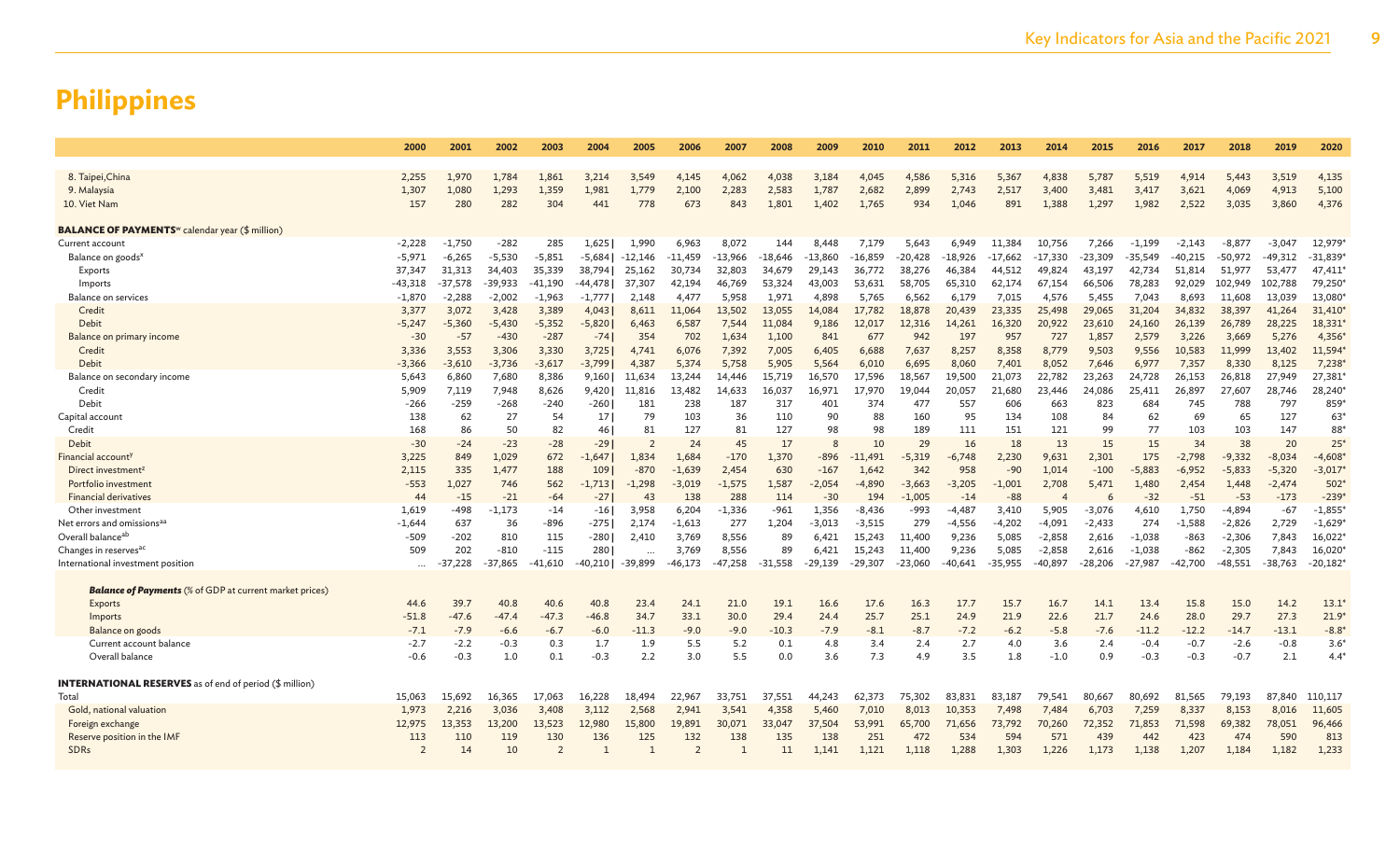# Philippines

| | 2000 | 2001 | 2002 | 2003 | 2004 | 2005 | 2006 | 2007 | 2008 | 2009 | 2010 | 2011 | 2012 | 2013 | 2014 | 2015 | 2016 | 2017 | 2018 | 2019 | 2020 |
|---|---|---|---|---|---|---|---|---|---|---|---|---|---|---|---|---|---|---|---|---|---|
| 8. Taipei,China | 2,255 | 1,970 | 1,784 | 1,861 | 3,214 | 3,549 | 4,145 | 4,062 | 4,038 | 3,184 | 4,045 | 4,586 | 5,316 | 5,367 | 4,838 | 5,787 | 5,519 | 4,914 | 5,443 | 3,519 | 4,135 |
| 9. Malaysia | 1,307 | 1,080 | 1,293 | 1,359 | 1,981 | 1,779 | 2,100 | 2,283 | 2,583 | 1,787 | 2,682 | 2,899 | 2,743 | 2,517 | 3,400 | 3,481 | 3,417 | 3,621 | 4,069 | 4,913 | 5,100 |
| 10. Viet Nam | 157 | 280 | 282 | 304 | 441 | 778 | 673 | 843 | 1,801 | 1,402 | 1,765 | 934 | 1,046 | 891 | 1,388 | 1,297 | 1,982 | 2,522 | 3,035 | 3,860 | 4,376 |
| **BALANCE OF PAYMENTS**[w] calendar year ($ million) | | | | | | | | | | | | | | | | | | | | | |
| Current account | -2,228 | -1,750 | -282 | 285 | 1,625 | 1,990 | 6,963 | 8,072 | 144 | 8,448 | 7,179 | 5,643 | 6,949 | 11,384 | 10,756 | 7,266 | -1,199 | -2,143 | -8,877 | -3,047 | 12,979* |
| Balance on goods[x] | -5,971 | -6,265 | -5,530 | -5,851 | -5,684 | -12,146 | -11,459 | -13,966 | -18,646 | -13,860 | -16,859 | -20,428 | -18,926 | -17,662 | -17,330 | -23,309 | -35,549 | -40,215 | -50,972 | -49,312 | -31,839* |
| Exports | 37,347 | 31,313 | 34,403 | 35,339 | 38,794 | 25,162 | 30,734 | 32,803 | 34,679 | 29,143 | 36,772 | 38,276 | 46,384 | 44,512 | 49,824 | 43,197 | 42,734 | 51,814 | 51,977 | 53,477 | 47,411* |
| Imports | -43,318 | -37,578 | -39,933 | -41,190 | -44,478 | 37,307 | 42,194 | 46,769 | 53,324 | 43,003 | 53,631 | 58,705 | 65,310 | 62,174 | 67,154 | 66,506 | 78,283 | 92,029 | 102,949 | 102,788 | 79,250* |
| Balance on services | -1,870 | -2,288 | -2,002 | -1,963 | -1,777 | 2,148 | 4,477 | 5,958 | 1,971 | 4,898 | 5,765 | 6,562 | 6,179 | 7,015 | 4,576 | 5,455 | 7,043 | 8,693 | 11,608 | 13,039 | 13,080* |
| Credit | 3,377 | 3,072 | 3,428 | 3,389 | 4,043 | 8,611 | 11,064 | 13,502 | 13,055 | 14,084 | 17,782 | 18,878 | 20,439 | 23,335 | 25,498 | 29,065 | 31,204 | 34,832 | 38,397 | 41,264 | 31,410* |
| Debit | -5,247 | -5,360 | -5,430 | -5,352 | -5,820 | 6,463 | 6,587 | 7,544 | 11,084 | 9,186 | 12,017 | 12,316 | 14,261 | 16,320 | 20,922 | 23,610 | 24,160 | 26,139 | 26,789 | 28,225 | 18,331* |
| Balance on primary income | -30 | -57 | -430 | -287 | -74 | 354 | 702 | 1,634 | 1,100 | 841 | 677 | 942 | 197 | 957 | 727 | 1,857 | 2,579 | 3,226 | 3,669 | 5,276 | 4,356* |
| Credit | 3,336 | 3,553 | 3,306 | 3,330 | 3,725 | 4,741 | 6,076 | 7,392 | 7,005 | 6,405 | 6,688 | 7,637 | 8,257 | 8,358 | 8,779 | 9,503 | 9,556 | 10,583 | 11,999 | 13,402 | 11,594* |
| Debit | -3,366 | -3,610 | -3,736 | -3,617 | -3,799 | 4,387 | 5,374 | 5,758 | 5,905 | 5,564 | 6,010 | 6,695 | 8,060 | 7,401 | 8,052 | 7,646 | 6,977 | 7,357 | 8,330 | 8,125 | 7,238* |
| Balance on secondary income | 5,643 | 6,860 | 7,680 | 8,386 | 9,160 | 11,634 | 13,244 | 14,446 | 15,719 | 16,570 | 17,596 | 18,567 | 19,500 | 21,073 | 22,782 | 23,263 | 24,728 | 26,153 | 26,818 | 27,949 | 27,381* |
| Credit | 5,909 | 7,119 | 7,948 | 8,626 | 9,420 | 11,816 | 13,482 | 14,633 | 16,037 | 16,971 | 17,970 | 19,044 | 20,057 | 21,680 | 23,446 | 24,086 | 25,411 | 26,897 | 27,607 | 28,746 | 28,240* |
| Debit | -266 | -259 | -268 | -240 | -260 | 181 | 238 | 187 | 317 | 401 | 374 | 477 | 557 | 606 | 663 | 823 | 684 | 745 | 788 | 797 | 859* |
| Capital account | 138 | 62 | 27 | 54 | 17 | 79 | 103 | 36 | 110 | 90 | 88 | 160 | 95 | 134 | 108 | 84 | 62 | 69 | 65 | 127 | 63* |
| Credit | 168 | 86 | 50 | 82 | 46 | 81 | 127 | 81 | 127 | 98 | 98 | 189 | 111 | 151 | 121 | 99 | 77 | 103 | 103 | 147 | 88* |
| Debit | -30 | -24 | -23 | -28 | -29 | 2 | 24 | 45 | 17 | 8 | 10 | 29 | 16 | 18 | 13 | 15 | 15 | 34 | 38 | 20 | 25* |
| Financial account[y] | 3,225 | 849 | 1,029 | 672 | -1,647 | 1,834 | 1,684 | -170 | 1,370 | -896 | -11,491 | -5,319 | -6,748 | 2,230 | 9,631 | 2,301 | 175 | -2,798 | -9,332 | -8,034 | -4,608* |
| Direct investment[z] | 2,115 | 335 | 1,477 | 188 | 109 | -870 | -1,639 | 2,454 | 630 | -167 | 1,642 | 342 | 958 | -90 | 1,014 | -100 | -5,883 | -6,952 | -5,833 | -5,320 | -3,017* |
| Portfolio investment | -553 | 1,027 | 746 | 562 | -1,713 | -1,298 | -3,019 | -1,575 | 1,587 | -2,054 | -4,890 | -3,663 | -3,205 | -1,001 | 2,708 | 5,471 | 1,480 | 2,454 | 1,448 | -2,474 | 502* |
| Financial derivatives | 44 | -15 | -21 | -64 | -27 | 43 | 138 | 288 | 114 | -30 | 194 | -1,005 | -14 | -88 | 4 | 6 | -32 | -51 | -53 | -173 | -239* |
| Other investment | 1,619 | -498 | -1,173 | -14 | -16 | 3,958 | 6,204 | -1,336 | -961 | 1,356 | -8,436 | -993 | -4,487 | 3,410 | 5,905 | -3,076 | 4,610 | 1,750 | -4,894 | -67 | -1,855* |
| Net errors and omissions[aa] | -1,644 | 637 | 36 | -896 | -275 | 2,174 | -1,613 | 277 | 1,204 | -3,013 | -3,515 | 279 | -4,556 | -4,202 | -4,091 | -2,433 | 274 | -1,588 | -2,826 | 2,729 | -1,629* |
| Overall balance[ab] | -509 | -202 | 810 | 115 | -280 | 2,410 | 3,769 | 8,556 | 89 | 6,421 | 15,243 | 11,400 | 9,236 | 5,085 | -2,858 | 2,616 | -1,038 | -863 | -2,306 | 7,843 | 16,022* |
| Changes in reserves[ac] | 509 | 202 | -810 | -115 | 280 | ... | 3,769 | 8,556 | 89 | 6,421 | 15,243 | 11,400 | 9,236 | 5,085 | -2,858 | 2,616 | -1,038 | -862 | -2,305 | 7,843 | 16,020* |
| International investment position | ... | -37,228 | -37,865 | -41,610 | -40,210 | -39,899 | -46,173 | -47,258 | -31,558 | -29,139 | -29,307 | -23,060 | -40,641 | -35,955 | -40,897 | -28,206 | -27,987 | -42,700 | -48,551 | -38,763 | -20,182* |
| ***Balance of Payments*** *(% of GDP at current market prices)* | | | | | | | | | | | | | | | | | | | | | |
| Exports | 44.6 | 39.7 | 40.8 | 40.6 | 40.8 | 23.4 | 24.1 | 21.0 | 19.1 | 16.6 | 17.6 | 16.3 | 17.7 | 15.7 | 16.7 | 14.1 | 13.4 | 15.8 | 15.0 | 14.2 | 13.1* |
| Imports | -51.8 | -47.6 | -47.4 | -47.3 | -46.8 | 34.7 | 33.1 | 30.0 | 29.4 | 24.4 | 25.7 | 25.1 | 24.9 | 21.9 | 22.6 | 21.7 | 24.6 | 28.0 | 29.7 | 27.3 | 21.9* |
| Balance on goods | -7.1 | -7.9 | -6.6 | -6.7 | -6.0 | -11.3 | -9.0 | -9.0 | -10.3 | -7.9 | -8.1 | -8.7 | -7.2 | -6.2 | -5.8 | -7.6 | -11.2 | -12.2 | -14.7 | -13.1 | -8.8* |
| Current account balance | -2.7 | -2.2 | -0.3 | 0.3 | 1.7 | 1.9 | 5.5 | 5.2 | 0.1 | 4.8 | 3.4 | 2.4 | 2.7 | 4.0 | 3.6 | 2.4 | -0.4 | -0.7 | -2.6 | -0.8 | 3.6* |
| Overall balance | -0.6 | -0.3 | 1.0 | 0.1 | -0.3 | 2.2 | 3.0 | 5.5 | 0.0 | 3.6 | 7.3 | 4.9 | 3.5 | 1.8 | -1.0 | 0.9 | -0.3 | -0.3 | -0.7 | 2.1 | 4.4* |
| **INTERNATIONAL RESERVES** as of end of period ($ million) | | | | | | | | | | | | | | | | | | | | | |
| Total | 15,063 | 15,692 | 16,365 | 17,063 | 16,228 | 18,494 | 22,967 | 33,751 | 37,551 | 44,243 | 62,373 | 75,302 | 83,831 | 83,187 | 79,541 | 80,667 | 80,692 | 81,565 | 79,193 | 87,840 | 110,117 |
| Gold, national valuation | 1,973 | 2,216 | 3,036 | 3,408 | 3,112 | 2,568 | 2,941 | 3,541 | 4,358 | 5,460 | 7,010 | 8,013 | 10,353 | 7,498 | 7,484 | 6,703 | 7,259 | 8,337 | 8,153 | 8,016 | 11,605 |
| Foreign exchange | 12,975 | 13,353 | 13,200 | 13,523 | 12,980 | 15,800 | 19,891 | 30,071 | 33,047 | 37,504 | 53,991 | 65,700 | 71,656 | 73,792 | 70,260 | 72,352 | 71,853 | 71,598 | 69,382 | 78,051 | 96,466 |
| Reserve position in the IMF | 113 | 110 | 119 | 130 | 136 | 125 | 132 | 138 | 135 | 138 | 251 | 472 | 534 | 594 | 571 | 439 | 442 | 423 | 474 | 590 | 813 |
| SDRs | 2 | 14 | 10 | 2 | 1 | 1 | 2 | 1 | 11 | 1,141 | 1,121 | 1,118 | 1,288 | 1,303 | 1,226 | 1,173 | 1,138 | 1,207 | 1,184 | 1,182 | 1,233 |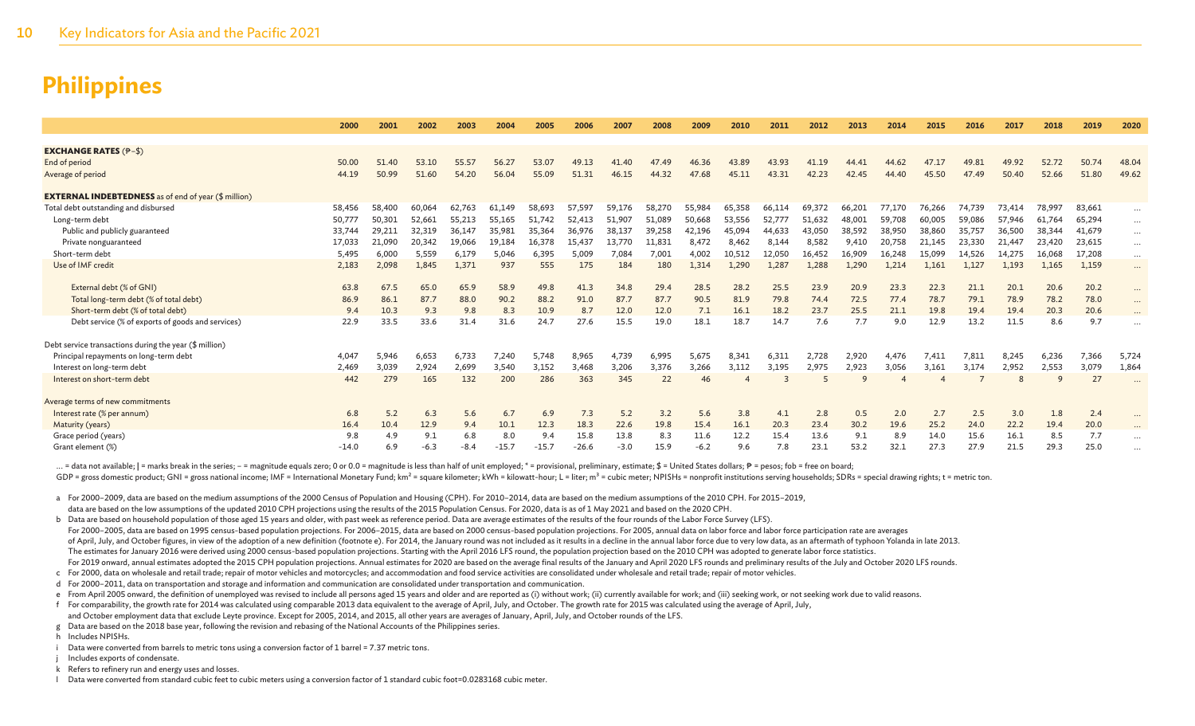# Philippines

| | 2000 | 2001 | 2002 | 2003 | 2004 | 2005 | 2006 | 2007 | 2008 | 2009 | 2010 | 2011 | 2012 | 2013 | 2014 | 2015 | 2016 | 2017 | 2018 | 2019 | 2020 |
|---|---|---|---|---|---|---|---|---|---|---|---|---|---|---|---|---|---|---|---|---|---|
| **EXCHANGE RATES (₱–$)** | | | | | | | | | | | | | | | | | | | | | |
| End of period | 50.00 | 51.40 | 53.10 | 55.57 | 56.27 | 53.07 | 49.13 | 41.40 | 47.49 | 46.36 | 43.89 | 43.93 | 41.19 | 44.41 | 44.62 | 47.17 | 49.81 | 49.92 | 52.72 | 50.74 | 48.04 |
| Average of period | 44.19 | 50.99 | 51.60 | 54.20 | 56.04 | 55.09 | 51.31 | 46.15 | 44.32 | 47.68 | 45.11 | 43.31 | 42.23 | 42.45 | 44.40 | 45.50 | 47.49 | 50.40 | 52.66 | 51.80 | 49.62 |
| **EXTERNAL INDEBTEDNESS as of end of year ($ million)** | | | | | | | | | | | | | | | | | | | | | |
| Total debt outstanding and disbursed | 58,456 | 58,400 | 60,064 | 62,763 | 61,149 | 58,693 | 57,597 | 59,176 | 58,270 | 55,984 | 65,358 | 66,114 | 69,372 | 66,201 | 77,170 | 76,266 | 74,739 | 73,414 | 78,997 | 83,661 | ... |
| Long-term debt | 50,777 | 50,301 | 52,661 | 55,213 | 55,165 | 51,742 | 52,413 | 51,907 | 51,089 | 50,668 | 53,556 | 52,777 | 51,632 | 48,001 | 59,708 | 60,005 | 59,086 | 57,946 | 61,764 | 65,294 | ... |
| Public and publicly guaranteed | 33,744 | 29,211 | 32,319 | 36,147 | 35,981 | 35,364 | 36,976 | 38,137 | 39,258 | 42,196 | 45,094 | 44,633 | 43,050 | 38,592 | 38,950 | 38,860 | 35,757 | 36,500 | 38,344 | 41,679 | ... |
| Private nonguaranteed | 17,033 | 21,090 | 20,342 | 19,066 | 19,184 | 16,378 | 15,437 | 13,770 | 11,831 | 8,472 | 8,462 | 8,144 | 8,582 | 9,410 | 20,758 | 21,145 | 23,330 | 21,447 | 23,420 | 23,615 | ... |
| Short-term debt | 5,495 | 6,000 | 5,559 | 6,179 | 5,046 | 6,395 | 5,009 | 7,084 | 7,001 | 4,002 | 10,512 | 12,050 | 16,452 | 16,909 | 16,248 | 15,099 | 14,526 | 14,275 | 16,068 | 17,208 | ... |
| Use of IMF credit | 2,183 | 2,098 | 1,845 | 1,371 | 937 | 555 | 175 | 184 | 180 | 1,314 | 1,290 | 1,287 | 1,288 | 1,290 | 1,214 | 1,161 | 1,127 | 1,193 | 1,165 | 1,159 | ... |
| External debt (% of GNI) | 63.8 | 67.5 | 65.0 | 65.9 | 58.9 | 49.8 | 41.3 | 34.8 | 29.4 | 28.5 | 28.2 | 25.5 | 23.9 | 20.9 | 23.3 | 22.3 | 21.1 | 20.1 | 20.6 | 20.2 | ... |
| Total long-term debt (% of total debt) | 86.9 | 86.1 | 87.7 | 88.0 | 90.2 | 88.2 | 91.0 | 87.7 | 87.7 | 90.5 | 81.9 | 79.8 | 74.4 | 72.5 | 77.4 | 78.7 | 79.1 | 78.9 | 78.2 | 78.0 | ... |
| Short-term debt (% of total debt) | 9.4 | 10.3 | 9.3 | 9.8 | 8.3 | 10.9 | 8.7 | 12.0 | 12.0 | 7.1 | 16.1 | 18.2 | 23.7 | 25.5 | 21.1 | 19.8 | 19.4 | 19.4 | 20.3 | 20.6 | ... |
| Debt service (% of exports of goods and services) | 22.9 | 33.5 | 33.6 | 31.4 | 31.6 | 24.7 | 27.6 | 15.5 | 19.0 | 18.1 | 18.7 | 14.7 | 7.6 | 7.7 | 9.0 | 12.9 | 13.2 | 11.5 | 8.6 | 9.7 | ... |
| Debt service transactions during the year ($ million) | | | | | | | | | | | | | | | | | | | | | |
| Principal repayments on long-term debt | 4,047 | 5,946 | 6,653 | 6,733 | 7,240 | 5,748 | 8,965 | 4,739 | 6,995 | 5,675 | 8,341 | 6,311 | 2,728 | 2,920 | 4,476 | 7,411 | 7,811 | 8,245 | 6,236 | 7,366 | 5,724 |
| Interest on long-term debt | 2,469 | 3,039 | 2,924 | 2,699 | 3,540 | 3,152 | 3,468 | 3,206 | 3,376 | 3,266 | 3,112 | 3,195 | 2,975 | 2,923 | 3,056 | 3,161 | 3,174 | 2,952 | 2,553 | 3,079 | 1,864 |
| Interest on short-term debt | 442 | 279 | 165 | 132 | 200 | 286 | 363 | 345 | 22 | 46 | 4 | 3 | 5 | 9 | 4 | 4 | 7 | 8 | 9 | 27 | ... |
| Average terms of new commitments | | | | | | | | | | | | | | | | | | | | | |
| Interest rate (% per annum) | 6.8 | 5.2 | 6.3 | 5.6 | 6.7 | 6.9 | 7.3 | 5.2 | 3.2 | 5.6 | 3.8 | 4.1 | 2.8 | 0.5 | 2.0 | 2.7 | 2.5 | 3.0 | 1.8 | 2.4 | ... |
| Maturity (years) | 16.4 | 10.4 | 12.9 | 9.4 | 10.1 | 12.3 | 18.3 | 22.6 | 19.8 | 15.4 | 16.1 | 20.3 | 23.4 | 30.2 | 19.6 | 25.2 | 24.0 | 22.2 | 19.4 | 20.0 | ... |
| Grace period (years) | 9.8 | 4.9 | 9.1 | 6.8 | 8.0 | 9.4 | 15.8 | 13.8 | 8.3 | 11.6 | 12.2 | 15.4 | 13.6 | 9.1 | 8.9 | 14.0 | 15.6 | 16.1 | 8.5 | 7.7 | ... |
| Grant element (%) | -14.0 | 6.9 | -6.3 | -8.4 | -15.7 | -15.7 | -26.6 | -3.0 | 15.9 | -6.2 | 9.6 | 7.8 | 23.1 | 53.2 | 32.1 | 27.3 | 27.9 | 21.5 | 29.3 | 25.0 | ... |

... = data not available; | = marks break in the series; – = magnitude equals zero; 0 or 0.0 = magnitude is less than half of unit employed; * = provisional, preliminary, estimate; $ = United States dollars; ₱ = pesos; fob = free on board;
GDP = gross domestic product; GNI = gross national income; IMF = International Monetary Fund; km² = square kilometer; kWh = kilowatt-hour; L = liter; m³ = cubic meter; NPISHs = nonprofit institutions serving households; SDRs = special drawing rights; t = metric ton.

a For 2000–2009, data are based on the medium assumptions of the 2000 Census of Population and Housing (CPH). For 2010–2014, data are based on the medium assumptions of the 2010 CPH. For 2015–2019, data are based on the low assumptions of the updated 2010 CPH projections using the results of the 2015 Population Census. For 2020, data is as of 1 May 2021 and based on the 2020 CPH.

b Data are based on household population of those aged 15 years and older, with past week as reference period. Data are average estimates of the results of the four rounds of the Labor Force Survey (LFS). For 2000–2005, data are based on 1995 census-based population projections. For 2006–2015, data are based on 2000 census-based population projections. For 2005, annual data on labor force and labor force participation rate are averages of April, July, and October figures, in view of the adoption of a new definition (footnote e). For 2014, the January round was not included as it results in a decline in the annual labor force due to very low data, as an aftermath of typhoon Yolanda in late 2013. The estimates for January 2016 were derived using 2000 census-based population projections. Starting with the April 2016 LFS round, the population projection based on the 2010 CPH was adopted to generate labor force statistics. For 2019 onward, annual estimates adopted the 2015 CPH population projections. Annual estimates for 2020 are based on the average final results of the January and April 2020 LFS rounds and preliminary results of the July and October 2020 LFS rounds.

c For 2000, data on wholesale and retail trade; repair of motor vehicles and motorcycles; and accommodation and food service activities are consolidated under wholesale and retail trade; repair of motor vehicles.

d For 2000–2011, data on transportation and storage and information and communication are consolidated under transportation and communication.

e From April 2005 onward, the definition of unemployed was revised to include all persons aged 15 years and older and are reported as (i) without work; (ii) currently available for work; and (iii) seeking work, or not seeking work due to valid reasons.

f For comparability, the growth rate for 2014 was calculated using comparable 2013 data equivalent to the average of April, July, and October. The growth rate for 2015 was calculated using the average of April, July, and October employment data that exclude Leyte province. Except for 2005, 2014, and 2015, all other years are averages of January, April, July, and October rounds of the LFS.

g Data are based on the 2018 base year, following the revision and rebasing of the National Accounts of the Philippines series.

h Includes NPISHs.

i Data were converted from barrels to metric tons using a conversion factor of 1 barrel = 7.37 metric tons.

j Includes exports of condensate.

k Refers to refinery run and energy uses and losses.

l Data were converted from standard cubic feet to cubic meters using a conversion factor of 1 standard cubic foot=0.0283168 cubic meter.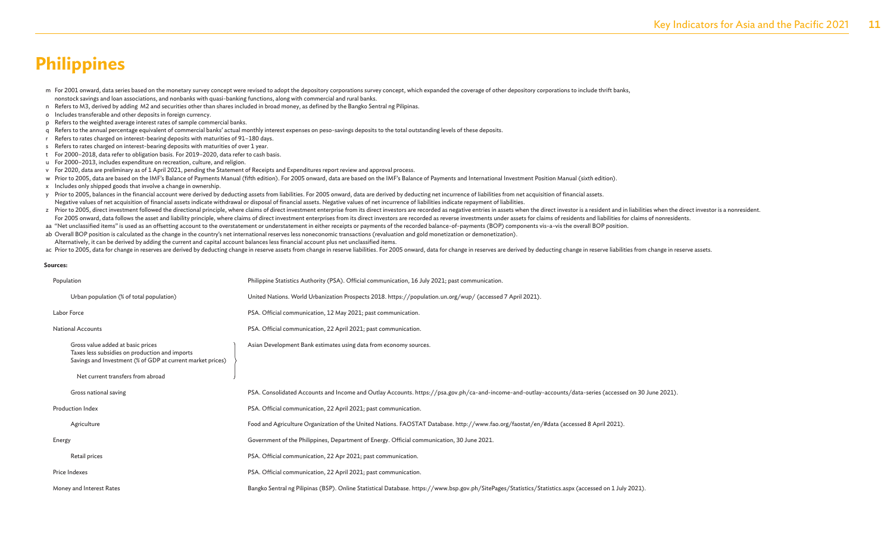# Philippines

m For 2001 onward, data series based on the monetary survey concept were revised to adopt the depository corporations survey concept, which expanded the coverage of other depository corporations to include thrift banks, nonstock savings and loan associations, and nonbanks with quasi-banking functions, along with commercial and rural banks.

n Refers to M3, derived by adding M2 and securities other than shares included in broad money, as defined by the Bangko Sentral ng Pilipinas.

o Includes transferable and other deposits in foreign currency.

p Refers to the weighted average interest rates of sample commercial banks.

q Refers to the annual percentage equivalent of commercial banks' actual monthly interest expenses on peso-savings deposits to the total outstanding levels of these deposits.

r Refers to rates charged on interest-bearing deposits with maturities of 91–180 days.

s Refers to rates charged on interest-bearing deposits with maturities of over 1 year.

t For 2000–2018, data refer to obligation basis. For 2019–2020, data refer to cash basis.

u For 2000–2013, includes expenditure on recreation, culture, and religion.

v For 2020, data are preliminary as of 1 April 2021, pending the Statement of Receipts and Expenditures report review and approval process.

w Prior to 2005, data are based on the IMF's Balance of Payments Manual (fifth edition). For 2005 onward, data are based on the IMF's Balance of Payments and International Investment Position Manual (sixth edition).

x Includes only shipped goods that involve a change in ownership.

y Prior to 2005, balances in the financial account were derived by deducting assets from liabilities. For 2005 onward, data are derived by deducting net incurrence of liabilities from net acquisition of financial assets. Negative values of net acquisition of financial assets indicate withdrawal or disposal of financial assets. Negative values of net incurrence of liabilities indicate repayment of liabilities.

z Prior to 2005, direct investment followed the directional principle, where claims of direct investment enterprise from its direct investors are recorded as negative entries in assets when the direct investor is a resident and in liabilities when the direct investor is a nonresident. For 2005 onward, data follows the asset and liability principle, where claims of direct investment enterprises from its direct investors are recorded as reverse investments under assets for claims of residents and liabilities for claims of nonresidents.

aa "Net unclassified items" is used as an offsetting account to the overstatement or understatement in either receipts or payments of the recorded balance-of-payments (BOP) components vis-a-vis the overall BOP position.

ab Overall BOP position is calculated as the change in the country's net international reserves less noneconomic transactions (revaluation and gold monetization or demonetization). Alternatively, it can be derived by adding the current and capital account balances less financial account plus net unclassified items.

ac Prior to 2005, data for change in reserves are derived by deducting change in reserve assets from change in reserve liabilities. For 2005 onward, data for change in reserves are derived by deducting change in reserve liabilities from change in reserve assets.

**Sources:**

| | |
|---|---|
| Population | Philippine Statistics Authority (PSA). Official communication, 16 July 2021; past communication. |
| Urban population (% of total population) | United Nations. World Urbanization Prospects 2018. https://population.un.org/wup/ (accessed 7 April 2021). |
| Labor Force | PSA. Official communication, 12 May 2021; past communication. |
| National Accounts | PSA. Official communication, 22 April 2021; past communication. |
| Gross value added at basic prices; Taxes less subsidies on production and imports; Savings and Investment (% of GDP at current market prices); Net current transfers from abroad | Asian Development Bank estimates using data from economy sources. |
| Gross national saving | PSA. Consolidated Accounts and Income and Outlay Accounts. https://psa.gov.ph/ca-and-income-and-outlay-accounts/data-series (accessed on 30 June 2021). |
| Production Index | PSA. Official communication, 22 April 2021; past communication. |
| Agriculture | Food and Agriculture Organization of the United Nations. FAOSTAT Database. http://www.fao.org/faostat/en/#data (accessed 8 April 2021). |
| Energy | Government of the Philippines, Department of Energy. Official communication, 30 June 2021. |
| Retail prices | PSA. Official communication, 22 Apr 2021; past communication. |
| Price Indexes | PSA. Official communication, 22 April 2021; past communication. |
| Money and Interest Rates | Bangko Sentral ng Pilipinas (BSP). Online Statistical Database. https://www.bsp.gov.ph/SitePages/Statistics/Statistics.aspx (accessed on 1 July 2021). |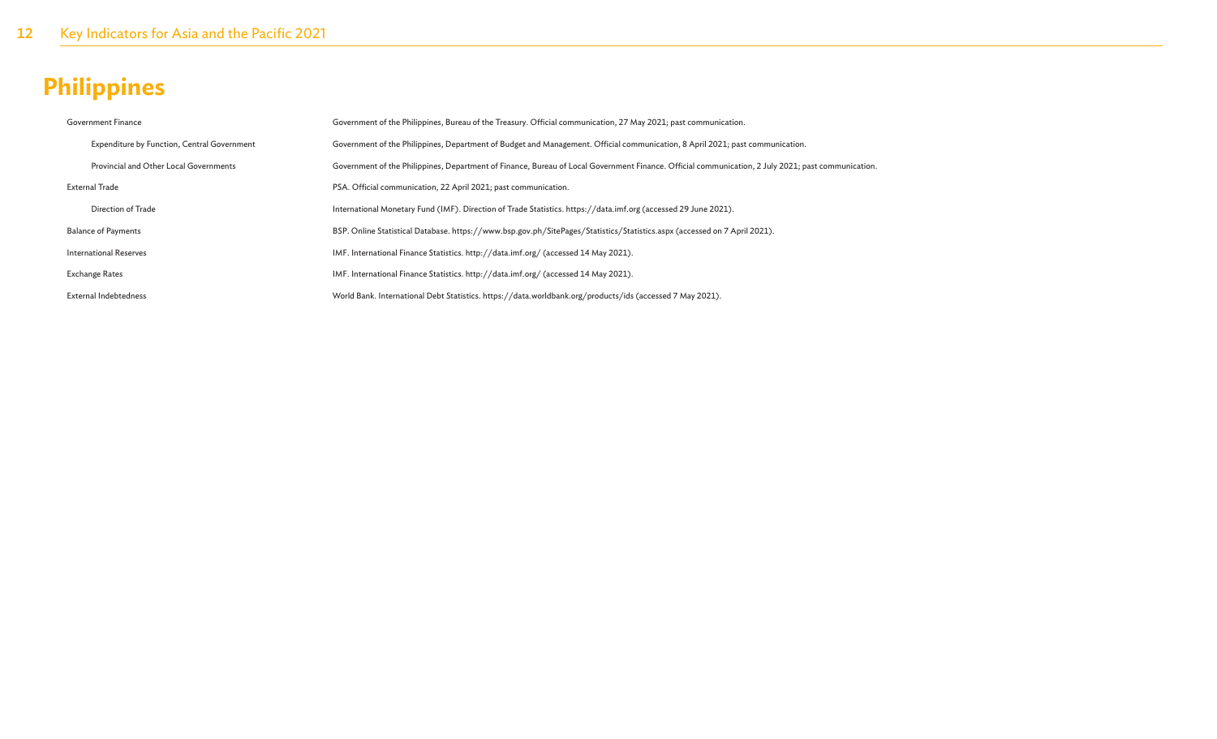# Philippines

| | |
|---|---|
| Government Finance | Government of the Philippines, Bureau of the Treasury. Official communication, 27 May 2021; past communication. |
| Expenditure by Function, Central Government | Government of the Philippines, Department of Budget and Management. Official communication, 8 April 2021; past communication. |
| Provincial and Other Local Governments | Government of the Philippines, Department of Finance, Bureau of Local Government Finance. Official communication, 2 July 2021; past communication. |
| External Trade | PSA. Official communication, 22 April 2021; past communication. |
| Direction of Trade | International Monetary Fund (IMF). Direction of Trade Statistics. https://data.imf.org (accessed 29 June 2021). |
| Balance of Payments | BSP. Online Statistical Database. https://www.bsp.gov.ph/SitePages/Statistics/Statistics.aspx (accessed on 7 April 2021). |
| International Reserves | IMF. International Finance Statistics. http://data.imf.org/ (accessed 14 May 2021). |
| Exchange Rates | IMF. International Finance Statistics. http://data.imf.org/ (accessed 14 May 2021). |
| External Indebtedness | World Bank. International Debt Statistics. https://data.worldbank.org/products/ids (accessed 7 May 2021). |